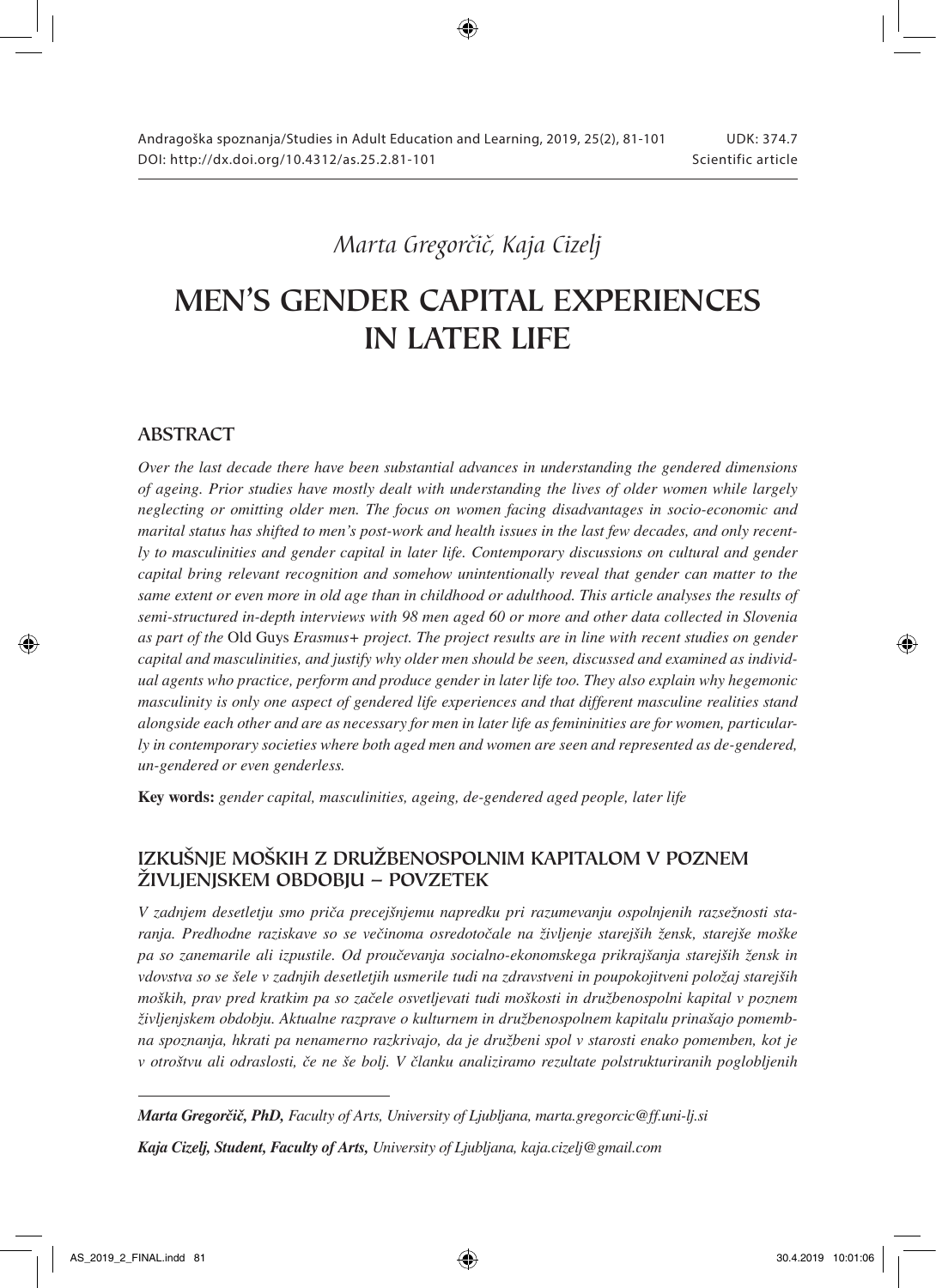Andragoška spoznanja/Studies in Adult Education and Learning, 2019, 25(2), 81-101
DOI: http://dx.doi.org/10.4312/as.25.2.81-101

UDK: 374.7
Scientific article

*Marta Gregorčič, Kaja Cizelj*

# MEN'S GENDER CAPITAL EXPERIENCES IN LATER LIFE

## ABSTRACT

*Over the last decade there have been substantial advances in understanding the gendered dimensions of ageing. Prior studies have mostly dealt with understanding the lives of older women while largely neglecting or omitting older men. The focus on women facing disadvantages in socio-economic and marital status has shifted to men's post-work and health issues in the last few decades, and only recently to masculinities and gender capital in later life. Contemporary discussions on cultural and gender capital bring relevant recognition and somehow unintentionally reveal that gender can matter to the same extent or even more in old age than in childhood or adulthood. This article analyses the results of semi-structured in-depth interviews with 98 men aged 60 or more and other data collected in Slovenia as part of the* Old Guys *Erasmus+ project. The project results are in line with recent studies on gender capital and masculinities, and justify why older men should be seen, discussed and examined as individual agents who practice, perform and produce gender in later life too. They also explain why hegemonic masculinity is only one aspect of gendered life experiences and that different masculine realities stand alongside each other and are as necessary for men in later life as femininities are for women, particularly in contemporary societies where both aged men and women are seen and represented as de-gendered, un-gendered or even genderless.*

**Key words:** *gender capital, masculinities, ageing, de-gendered aged people, later life*

## IZKUŠNJE MOŠKIH Z DRUŽBENOSPOLNIM KAPITALOM V POZNEM ŽIVLJENJSKEM OBDOBJU – POVZETEK

*V zadnjem desetletju smo priča precejšnjemu napredku pri razumevanju ospolnjenih razsežnosti staranja. Predhodne raziskave so se večinoma osredotočale na življenje starejših žensk, starejše moške pa so zanemarile ali izpustile. Od proučevanja socialno-ekonomskega prikrajšanja starejših žensk in vdovstva so se šele v zadnjih desetletjih usmerile tudi na zdravstveni in poupokojitveni položaj starejših moških, prav pred kratkim pa so začele osvetljevati tudi moškosti in družbenospolni kapital v poznem življenjskem obdobju. Aktualne razprave o kulturnem in družbenospolnem kapitalu prinašajo pomembna spoznanja, hkrati pa nenamerno razkrivajo, da je družbeni spol v starosti enako pomemben, kot je v otroštvu ali odraslosti, če ne še bolj. V članku analiziramo rezultate polstrukturiranih poglobljenih*

---

***Marta Gregorčič, PhD,*** *Faculty of Arts, University of Ljubljana, marta.gregorcic@ff.uni-lj.si*

***Kaja Cizelj, Student, Faculty of Arts,*** *University of Ljubljana, kaja.cizelj@gmail.com*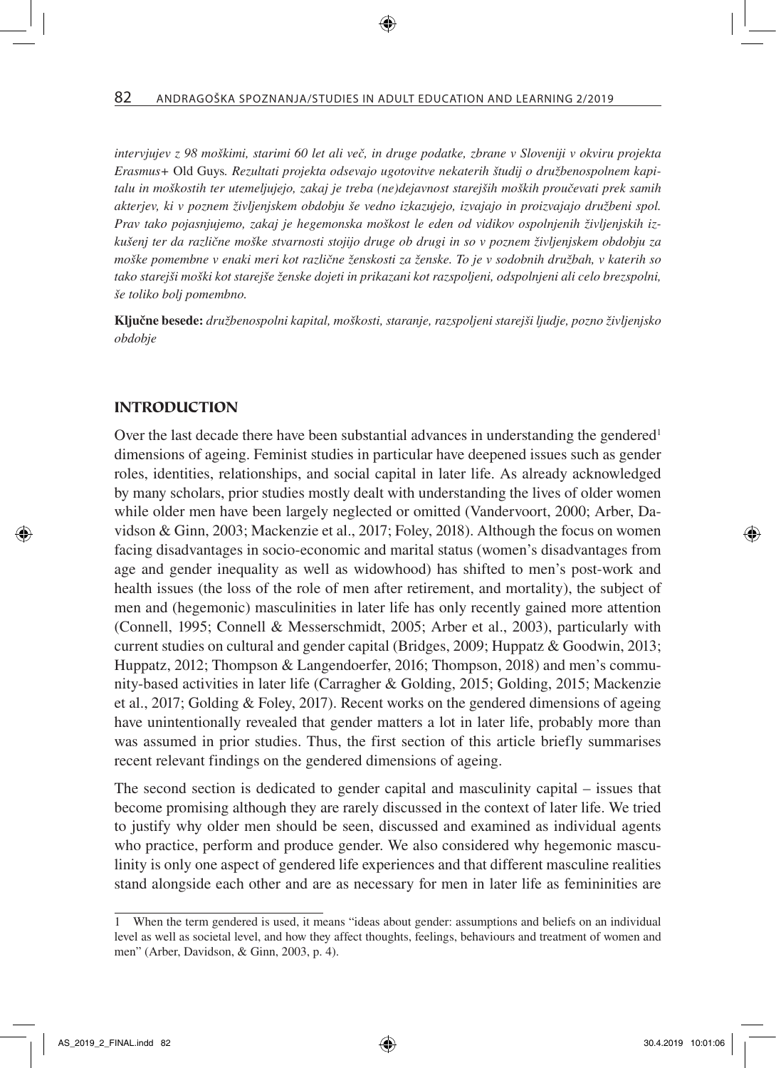*intervjujev z 98 moškimi, starimi 60 let ali več, in druge podatke, zbrane v Sloveniji v okviru projekta Erasmus+* Old Guys*. Rezultati projekta odsevajo ugotovitve nekaterih študij o družbenospolnem kapitalu in moškostih ter utemeljujejo, zakaj je treba (ne)dejavnost starejših moških proučevati prek samih akterjev, ki v poznem življenjskem obdobju še vedno izkazujejo, izvajajo in proizvajajo družbeni spol. Prav tako pojasnjujemo, zakaj je hegemonska moškost le eden od vidikov ospolnjenih življenjskih izkušenj ter da različne moške stvarnosti stojijo druge ob drugi in so v poznem življenjskem obdobju za moške pomembne v enaki meri kot različne ženskosti za ženske. To je v sodobnih družbah, v katerih so tako starejši moški kot starejše ženske dojeti in prikazani kot razspoljeni, odspolnjeni ali celo brezspolni, še toliko bolj pomembno.*

**Ključne besede:** *družbenospolni kapital, moškosti, staranje, razspoljeni starejši ljudje, pozno življenjsko obdobje*

## INTRODUCTION

Over the last decade there have been substantial advances in understanding the gendered[1] dimensions of ageing. Feminist studies in particular have deepened issues such as gender roles, identities, relationships, and social capital in later life. As already acknowledged by many scholars, prior studies mostly dealt with understanding the lives of older women while older men have been largely neglected or omitted (Vandervoort, 2000; Arber, Davidson & Ginn, 2003; Mackenzie et al., 2017; Foley, 2018). Although the focus on women facing disadvantages in socio-economic and marital status (women's disadvantages from age and gender inequality as well as widowhood) has shifted to men's post-work and health issues (the loss of the role of men after retirement, and mortality), the subject of men and (hegemonic) masculinities in later life has only recently gained more attention (Connell, 1995; Connell & Messerschmidt, 2005; Arber et al., 2003), particularly with current studies on cultural and gender capital (Bridges, 2009; Huppatz & Goodwin, 2013; Huppatz, 2012; Thompson & Langendoerfer, 2016; Thompson, 2018) and men's community-based activities in later life (Carragher & Golding, 2015; Golding, 2015; Mackenzie et al., 2017; Golding & Foley, 2017). Recent works on the gendered dimensions of ageing have unintentionally revealed that gender matters a lot in later life, probably more than was assumed in prior studies. Thus, the first section of this article briefly summarises recent relevant findings on the gendered dimensions of ageing.

The second section is dedicated to gender capital and masculinity capital – issues that become promising although they are rarely discussed in the context of later life. We tried to justify why older men should be seen, discussed and examined as individual agents who practice, perform and produce gender. We also considered why hegemonic masculinity is only one aspect of gendered life experiences and that different masculine realities stand alongside each other and are as necessary for men in later life as femininities are

---

[1] When the term gendered is used, it means "ideas about gender: assumptions and beliefs on an individual level as well as societal level, and how they affect thoughts, feelings, behaviours and treatment of women and men" (Arber, Davidson, & Ginn, 2003, p. 4).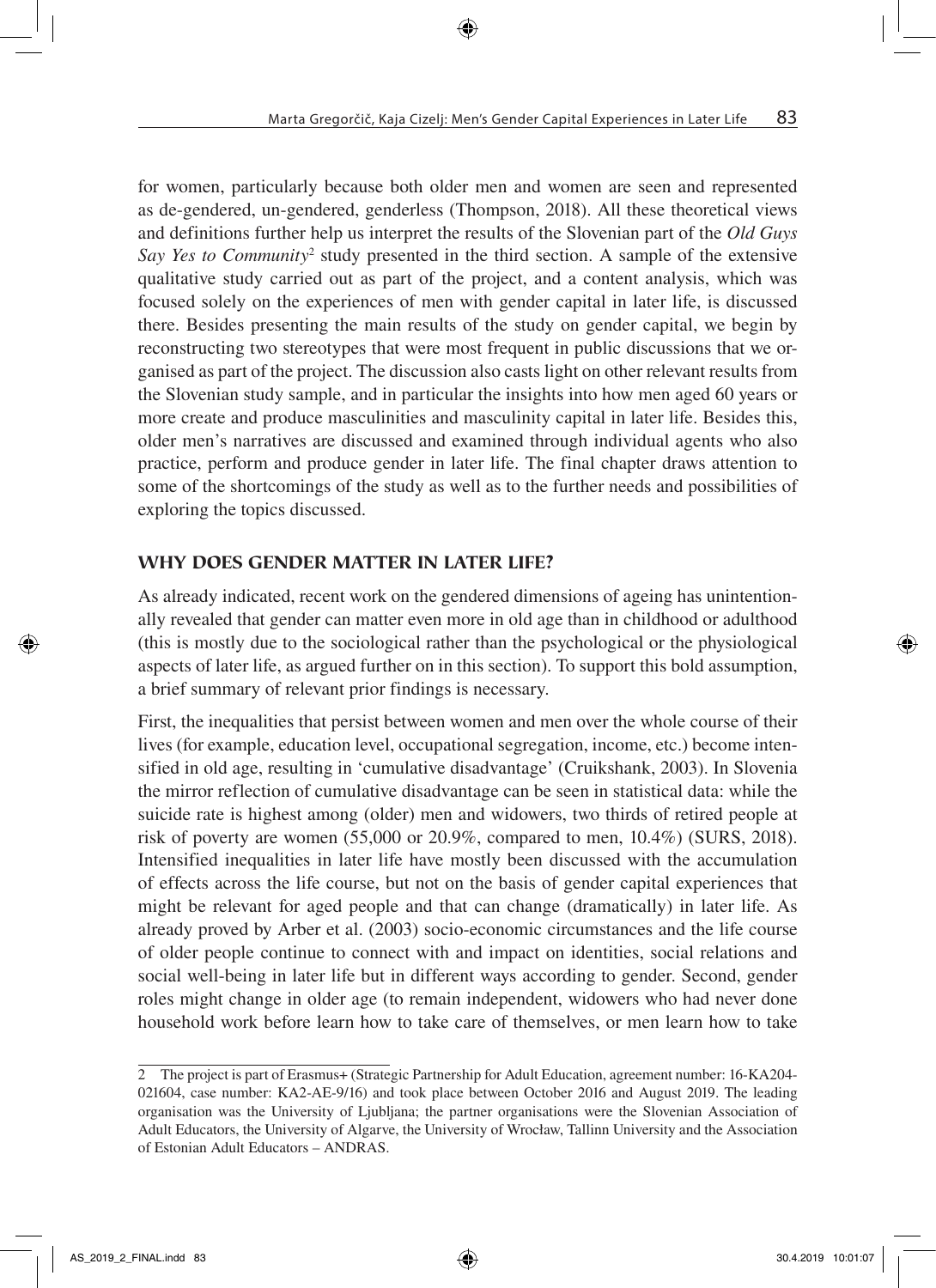for women, particularly because both older men and women are seen and represented as de-gendered, un-gendered, genderless (Thompson, 2018). All these theoretical views and definitions further help us interpret the results of the Slovenian part of the *Old Guys Say Yes to Community*[2] study presented in the third section. A sample of the extensive qualitative study carried out as part of the project, and a content analysis, which was focused solely on the experiences of men with gender capital in later life, is discussed there. Besides presenting the main results of the study on gender capital, we begin by reconstructing two stereotypes that were most frequent in public discussions that we organised as part of the project. The discussion also casts light on other relevant results from the Slovenian study sample, and in particular the insights into how men aged 60 years or more create and produce masculinities and masculinity capital in later life. Besides this, older men's narratives are discussed and examined through individual agents who also practice, perform and produce gender in later life. The final chapter draws attention to some of the shortcomings of the study as well as to the further needs and possibilities of exploring the topics discussed.

## WHY DOES GENDER MATTER IN LATER LIFE?

As already indicated, recent work on the gendered dimensions of ageing has unintentionally revealed that gender can matter even more in old age than in childhood or adulthood (this is mostly due to the sociological rather than the psychological or the physiological aspects of later life, as argued further on in this section). To support this bold assumption, a brief summary of relevant prior findings is necessary.

First, the inequalities that persist between women and men over the whole course of their lives (for example, education level, occupational segregation, income, etc.) become intensified in old age, resulting in 'cumulative disadvantage' (Cruikshank, 2003). In Slovenia the mirror reflection of cumulative disadvantage can be seen in statistical data: while the suicide rate is highest among (older) men and widowers, two thirds of retired people at risk of poverty are women (55,000 or 20.9%, compared to men, 10.4%) (SURS, 2018). Intensified inequalities in later life have mostly been discussed with the accumulation of effects across the life course, but not on the basis of gender capital experiences that might be relevant for aged people and that can change (dramatically) in later life. As already proved by Arber et al. (2003) socio-economic circumstances and the life course of older people continue to connect with and impact on identities, social relations and social well-being in later life but in different ways according to gender. Second, gender roles might change in older age (to remain independent, widowers who had never done household work before learn how to take care of themselves, or men learn how to take

---

[2] The project is part of Erasmus+ (Strategic Partnership for Adult Education, agreement number: 16-KA204-021604, case number: KA2-AE-9/16) and took place between October 2016 and August 2019. The leading organisation was the University of Ljubljana; the partner organisations were the Slovenian Association of Adult Educators, the University of Algarve, the University of Wrocław, Tallinn University and the Association of Estonian Adult Educators – ANDRAS.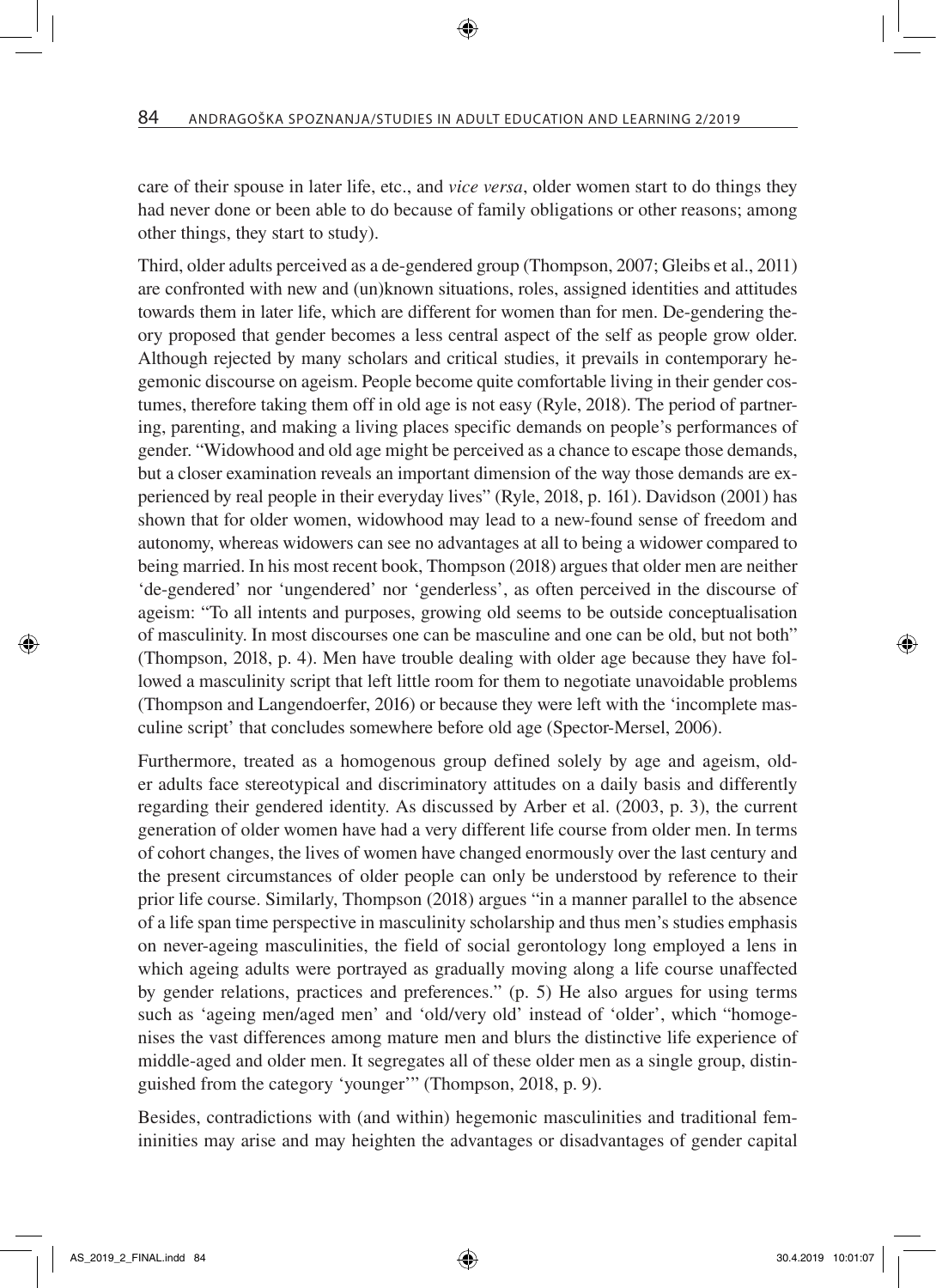care of their spouse in later life, etc., and *vice versa*, older women start to do things they had never done or been able to do because of family obligations or other reasons; among other things, they start to study).

Third, older adults perceived as a de-gendered group (Thompson, 2007; Gleibs et al., 2011) are confronted with new and (un)known situations, roles, assigned identities and attitudes towards them in later life, which are different for women than for men. De-gendering theory proposed that gender becomes a less central aspect of the self as people grow older. Although rejected by many scholars and critical studies, it prevails in contemporary hegemonic discourse on ageism. People become quite comfortable living in their gender costumes, therefore taking them off in old age is not easy (Ryle, 2018). The period of partnering, parenting, and making a living places specific demands on people's performances of gender. "Widowhood and old age might be perceived as a chance to escape those demands, but a closer examination reveals an important dimension of the way those demands are experienced by real people in their everyday lives" (Ryle, 2018, p. 161). Davidson (2001) has shown that for older women, widowhood may lead to a new-found sense of freedom and autonomy, whereas widowers can see no advantages at all to being a widower compared to being married. In his most recent book, Thompson (2018) argues that older men are neither 'de-gendered' nor 'ungendered' nor 'genderless', as often perceived in the discourse of ageism: "To all intents and purposes, growing old seems to be outside conceptualisation of masculinity. In most discourses one can be masculine and one can be old, but not both" (Thompson, 2018, p. 4). Men have trouble dealing with older age because they have followed a masculinity script that left little room for them to negotiate unavoidable problems (Thompson and Langendoerfer, 2016) or because they were left with the 'incomplete masculine script' that concludes somewhere before old age (Spector-Mersel, 2006).

Furthermore, treated as a homogenous group defined solely by age and ageism, older adults face stereotypical and discriminatory attitudes on a daily basis and differently regarding their gendered identity. As discussed by Arber et al. (2003, p. 3), the current generation of older women have had a very different life course from older men. In terms of cohort changes, the lives of women have changed enormously over the last century and the present circumstances of older people can only be understood by reference to their prior life course. Similarly, Thompson (2018) argues "in a manner parallel to the absence of a life span time perspective in masculinity scholarship and thus men's studies emphasis on never-ageing masculinities, the field of social gerontology long employed a lens in which ageing adults were portrayed as gradually moving along a life course unaffected by gender relations, practices and preferences." (p. 5) He also argues for using terms such as 'ageing men/aged men' and 'old/very old' instead of 'older', which "homogenises the vast differences among mature men and blurs the distinctive life experience of middle-aged and older men. It segregates all of these older men as a single group, distinguished from the category 'younger'" (Thompson, 2018, p. 9).

Besides, contradictions with (and within) hegemonic masculinities and traditional femininities may arise and may heighten the advantages or disadvantages of gender capital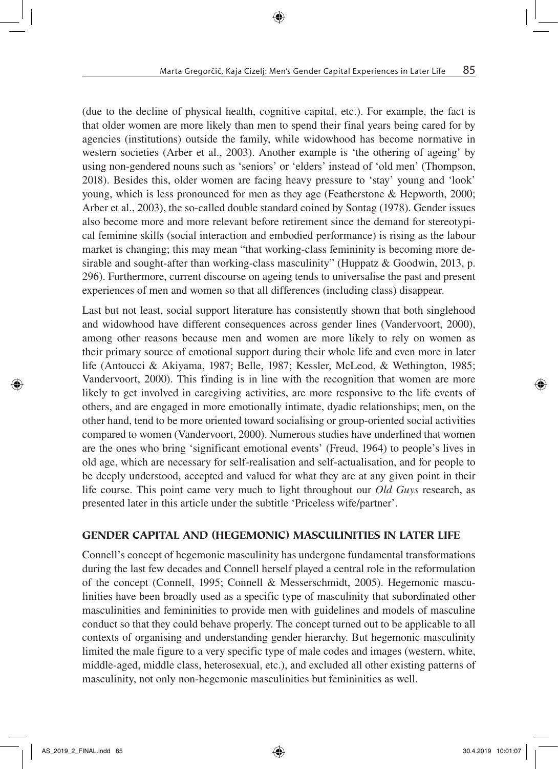(due to the decline of physical health, cognitive capital, etc.). For example, the fact is that older women are more likely than men to spend their final years being cared for by agencies (institutions) outside the family, while widowhood has become normative in western societies (Arber et al., 2003). Another example is 'the othering of ageing' by using non-gendered nouns such as 'seniors' or 'elders' instead of 'old men' (Thompson, 2018). Besides this, older women are facing heavy pressure to 'stay' young and 'look' young, which is less pronounced for men as they age (Featherstone & Hepworth, 2000; Arber et al., 2003), the so-called double standard coined by Sontag (1978). Gender issues also become more and more relevant before retirement since the demand for stereotypical feminine skills (social interaction and embodied performance) is rising as the labour market is changing; this may mean "that working-class femininity is becoming more desirable and sought-after than working-class masculinity" (Huppatz & Goodwin, 2013, p. 296). Furthermore, current discourse on ageing tends to universalise the past and present experiences of men and women so that all differences (including class) disappear.

Last but not least, social support literature has consistently shown that both singlehood and widowhood have different consequences across gender lines (Vandervoort, 2000), among other reasons because men and women are more likely to rely on women as their primary source of emotional support during their whole life and even more in later life (Antoucci & Akiyama, 1987; Belle, 1987; Kessler, McLeod, & Wethington, 1985; Vandervoort, 2000). This finding is in line with the recognition that women are more likely to get involved in caregiving activities, are more responsive to the life events of others, and are engaged in more emotionally intimate, dyadic relationships; men, on the other hand, tend to be more oriented toward socialising or group-oriented social activities compared to women (Vandervoort, 2000). Numerous studies have underlined that women are the ones who bring 'significant emotional events' (Freud, 1964) to people's lives in old age, which are necessary for self-realisation and self-actualisation, and for people to be deeply understood, accepted and valued for what they are at any given point in their life course. This point came very much to light throughout our *Old Guys* research, as presented later in this article under the subtitle 'Priceless wife/partner'.

## GENDER CAPITAL AND (HEGEMONIC) MASCULINITIES IN LATER LIFE

Connell's concept of hegemonic masculinity has undergone fundamental transformations during the last few decades and Connell herself played a central role in the reformulation of the concept (Connell, 1995; Connell & Messerschmidt, 2005). Hegemonic masculinities have been broadly used as a specific type of masculinity that subordinated other masculinities and femininities to provide men with guidelines and models of masculine conduct so that they could behave properly. The concept turned out to be applicable to all contexts of organising and understanding gender hierarchy. But hegemonic masculinity limited the male figure to a very specific type of male codes and images (western, white, middle-aged, middle class, heterosexual, etc.), and excluded all other existing patterns of masculinity, not only non-hegemonic masculinities but femininities as well.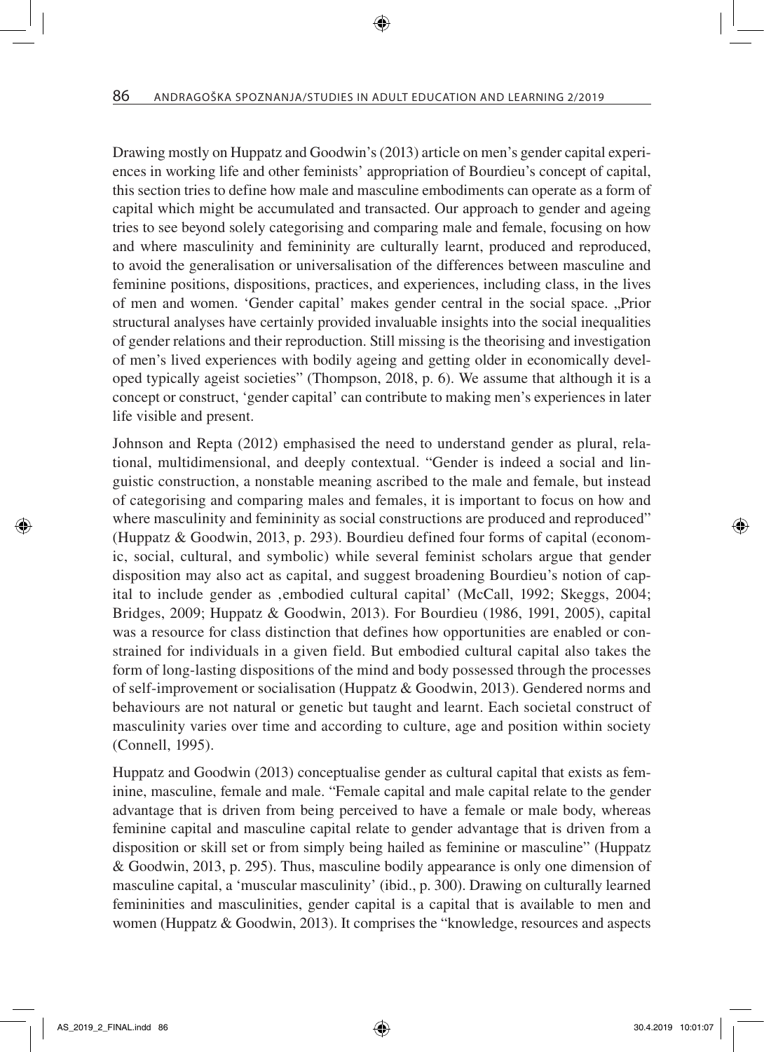Drawing mostly on Huppatz and Goodwin's (2013) article on men's gender capital experiences in working life and other feminists' appropriation of Bourdieu's concept of capital, this section tries to define how male and masculine embodiments can operate as a form of capital which might be accumulated and transacted. Our approach to gender and ageing tries to see beyond solely categorising and comparing male and female, focusing on how and where masculinity and femininity are culturally learnt, produced and reproduced, to avoid the generalisation or universalisation of the differences between masculine and feminine positions, dispositions, practices, and experiences, including class, in the lives of men and women. 'Gender capital' makes gender central in the social space. „Prior structural analyses have certainly provided invaluable insights into the social inequalities of gender relations and their reproduction. Still missing is the theorising and investigation of men's lived experiences with bodily ageing and getting older in economically developed typically ageist societies" (Thompson, 2018, p. 6). We assume that although it is a concept or construct, 'gender capital' can contribute to making men's experiences in later life visible and present.

Johnson and Repta (2012) emphasised the need to understand gender as plural, relational, multidimensional, and deeply contextual. "Gender is indeed a social and linguistic construction, a nonstable meaning ascribed to the male and female, but instead of categorising and comparing males and females, it is important to focus on how and where masculinity and femininity as social constructions are produced and reproduced" (Huppatz & Goodwin, 2013, p. 293). Bourdieu defined four forms of capital (economic, social, cultural, and symbolic) while several feminist scholars argue that gender disposition may also act as capital, and suggest broadening Bourdieu's notion of capital to include gender as ‚embodied cultural capital' (McCall, 1992; Skeggs, 2004; Bridges, 2009; Huppatz & Goodwin, 2013). For Bourdieu (1986, 1991, 2005), capital was a resource for class distinction that defines how opportunities are enabled or constrained for individuals in a given field. But embodied cultural capital also takes the form of long-lasting dispositions of the mind and body possessed through the processes of self-improvement or socialisation (Huppatz & Goodwin, 2013). Gendered norms and behaviours are not natural or genetic but taught and learnt. Each societal construct of masculinity varies over time and according to culture, age and position within society (Connell, 1995).

Huppatz and Goodwin (2013) conceptualise gender as cultural capital that exists as feminine, masculine, female and male. "Female capital and male capital relate to the gender advantage that is driven from being perceived to have a female or male body, whereas feminine capital and masculine capital relate to gender advantage that is driven from a disposition or skill set or from simply being hailed as feminine or masculine" (Huppatz & Goodwin, 2013, p. 295). Thus, masculine bodily appearance is only one dimension of masculine capital, a 'muscular masculinity' (ibid., p. 300). Drawing on culturally learned femininities and masculinities, gender capital is a capital that is available to men and women (Huppatz & Goodwin, 2013). It comprises the "knowledge, resources and aspects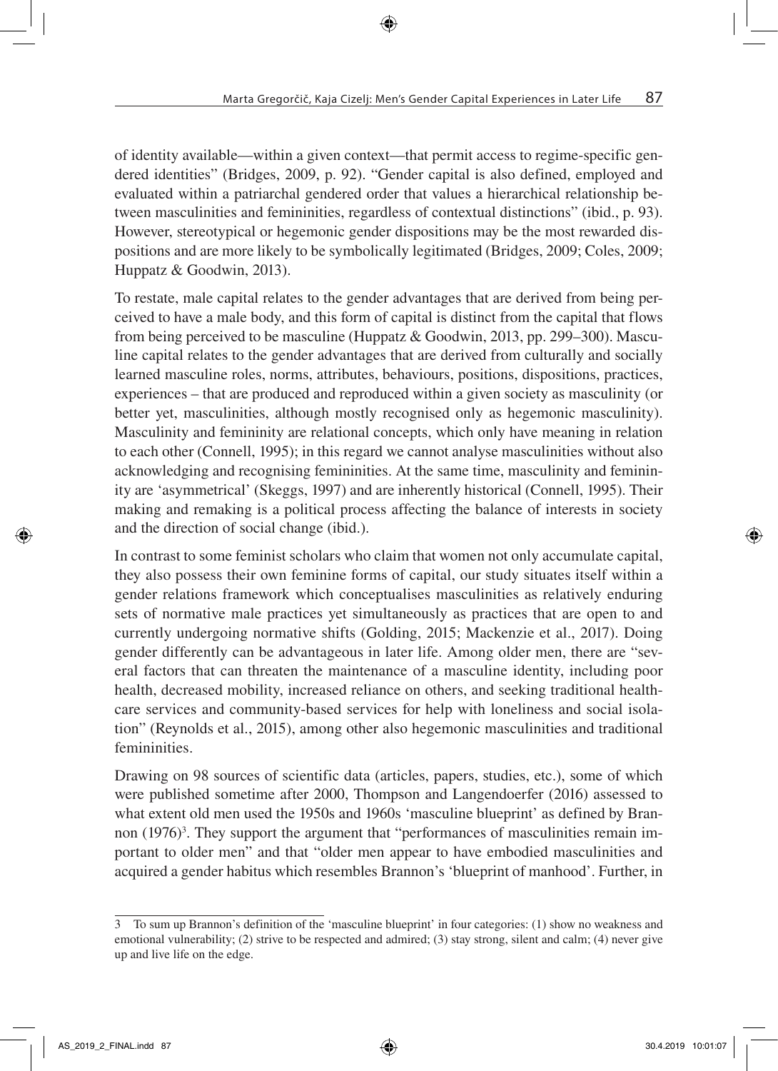of identity available—within a given context—that permit access to regime-specific gendered identities" (Bridges, 2009, p. 92). "Gender capital is also defined, employed and evaluated within a patriarchal gendered order that values a hierarchical relationship between masculinities and femininities, regardless of contextual distinctions" (ibid., p. 93). However, stereotypical or hegemonic gender dispositions may be the most rewarded dispositions and are more likely to be symbolically legitimated (Bridges, 2009; Coles, 2009; Huppatz & Goodwin, 2013).

To restate, male capital relates to the gender advantages that are derived from being perceived to have a male body, and this form of capital is distinct from the capital that flows from being perceived to be masculine (Huppatz & Goodwin, 2013, pp. 299–300). Masculine capital relates to the gender advantages that are derived from culturally and socially learned masculine roles, norms, attributes, behaviours, positions, dispositions, practices, experiences – that are produced and reproduced within a given society as masculinity (or better yet, masculinities, although mostly recognised only as hegemonic masculinity). Masculinity and femininity are relational concepts, which only have meaning in relation to each other (Connell, 1995); in this regard we cannot analyse masculinities without also acknowledging and recognising femininities. At the same time, masculinity and femininity are 'asymmetrical' (Skeggs, 1997) and are inherently historical (Connell, 1995). Their making and remaking is a political process affecting the balance of interests in society and the direction of social change (ibid.).

In contrast to some feminist scholars who claim that women not only accumulate capital, they also possess their own feminine forms of capital, our study situates itself within a gender relations framework which conceptualises masculinities as relatively enduring sets of normative male practices yet simultaneously as practices that are open to and currently undergoing normative shifts (Golding, 2015; Mackenzie et al., 2017). Doing gender differently can be advantageous in later life. Among older men, there are "several factors that can threaten the maintenance of a masculine identity, including poor health, decreased mobility, increased reliance on others, and seeking traditional healthcare services and community-based services for help with loneliness and social isolation" (Reynolds et al., 2015), among other also hegemonic masculinities and traditional femininities.

Drawing on 98 sources of scientific data (articles, papers, studies, etc.), some of which were published sometime after 2000, Thompson and Langendoerfer (2016) assessed to what extent old men used the 1950s and 1960s 'masculine blueprint' as defined by Brannon (1976)[3]. They support the argument that "performances of masculinities remain important to older men" and that "older men appear to have embodied masculinities and acquired a gender habitus which resembles Brannon's 'blueprint of manhood'. Further, in

---

3 To sum up Brannon's definition of the 'masculine blueprint' in four categories: (1) show no weakness and emotional vulnerability; (2) strive to be respected and admired; (3) stay strong, silent and calm; (4) never give up and live life on the edge.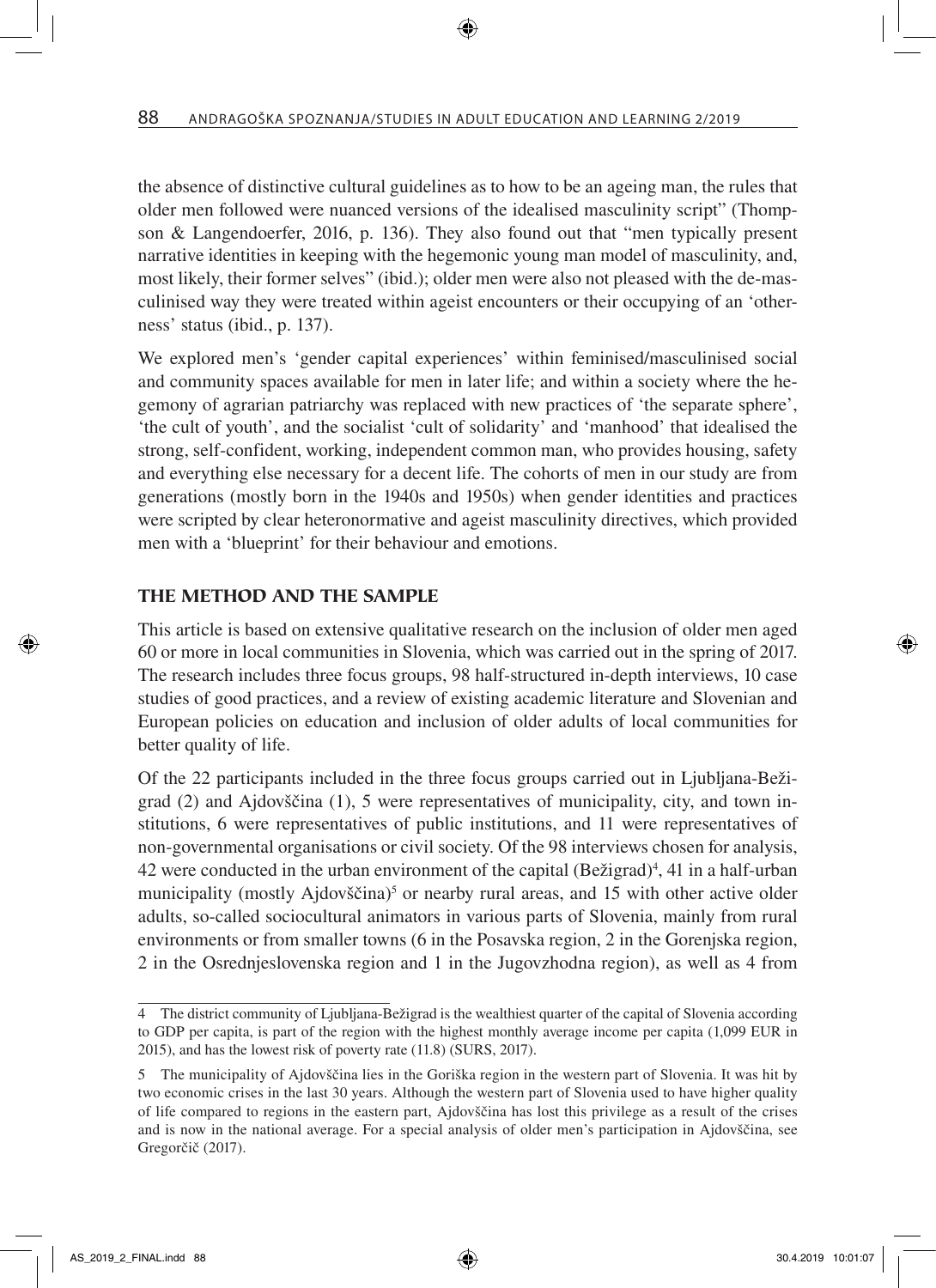the absence of distinctive cultural guidelines as to how to be an ageing man, the rules that older men followed were nuanced versions of the idealised masculinity script" (Thompson & Langendoerfer, 2016, p. 136). They also found out that "men typically present narrative identities in keeping with the hegemonic young man model of masculinity, and, most likely, their former selves" (ibid.); older men were also not pleased with the de-masculinised way they were treated within ageist encounters or their occupying of an 'otherness' status (ibid., p. 137).

We explored men's 'gender capital experiences' within feminised/masculinised social and community spaces available for men in later life; and within a society where the hegemony of agrarian patriarchy was replaced with new practices of 'the separate sphere', 'the cult of youth', and the socialist 'cult of solidarity' and 'manhood' that idealised the strong, self-confident, working, independent common man, who provides housing, safety and everything else necessary for a decent life. The cohorts of men in our study are from generations (mostly born in the 1940s and 1950s) when gender identities and practices were scripted by clear heteronormative and ageist masculinity directives, which provided men with a 'blueprint' for their behaviour and emotions.

## THE METHOD AND THE SAMPLE

This article is based on extensive qualitative research on the inclusion of older men aged 60 or more in local communities in Slovenia, which was carried out in the spring of 2017. The research includes three focus groups, 98 half-structured in-depth interviews, 10 case studies of good practices, and a review of existing academic literature and Slovenian and European policies on education and inclusion of older adults of local communities for better quality of life.

Of the 22 participants included in the three focus groups carried out in Ljubljana-Bežigrad (2) and Ajdovščina (1), 5 were representatives of municipality, city, and town institutions, 6 were representatives of public institutions, and 11 were representatives of non-governmental organisations or civil society. Of the 98 interviews chosen for analysis, 42 were conducted in the urban environment of the capital (Bežigrad)[4], 41 in a half-urban municipality (mostly Ajdovščina)[5] or nearby rural areas, and 15 with other active older adults, so-called sociocultural animators in various parts of Slovenia, mainly from rural environments or from smaller towns (6 in the Posavska region, 2 in the Gorenjska region, 2 in the Osrednjeslovenska region and 1 in the Jugovzhodna region), as well as 4 from

---

4 The district community of Ljubljana-Bežigrad is the wealthiest quarter of the capital of Slovenia according to GDP per capita, is part of the region with the highest monthly average income per capita (1,099 EUR in 2015), and has the lowest risk of poverty rate (11.8) (SURS, 2017).

5 The municipality of Ajdovščina lies in the Goriška region in the western part of Slovenia. It was hit by two economic crises in the last 30 years. Although the western part of Slovenia used to have higher quality of life compared to regions in the eastern part, Ajdovščina has lost this privilege as a result of the crises and is now in the national average. For a special analysis of older men's participation in Ajdovščina, see Gregorčič (2017).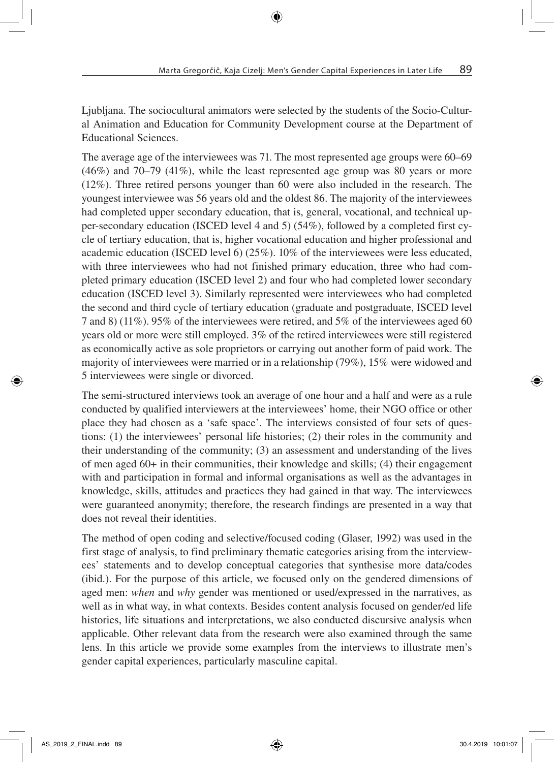Ljubljana. The sociocultural animators were selected by the students of the Socio-Cultural Animation and Education for Community Development course at the Department of Educational Sciences.

The average age of the interviewees was 71. The most represented age groups were 60–69 (46%) and 70–79 (41%), while the least represented age group was 80 years or more (12%). Three retired persons younger than 60 were also included in the research. The youngest interviewee was 56 years old and the oldest 86. The majority of the interviewees had completed upper secondary education, that is, general, vocational, and technical upper-secondary education (ISCED level 4 and 5) (54%), followed by a completed first cycle of tertiary education, that is, higher vocational education and higher professional and academic education (ISCED level 6) (25%). 10% of the interviewees were less educated, with three interviewees who had not finished primary education, three who had completed primary education (ISCED level 2) and four who had completed lower secondary education (ISCED level 3). Similarly represented were interviewees who had completed the second and third cycle of tertiary education (graduate and postgraduate, ISCED level 7 and 8) (11%). 95% of the interviewees were retired, and 5% of the interviewees aged 60 years old or more were still employed. 3% of the retired interviewees were still registered as economically active as sole proprietors or carrying out another form of paid work. The majority of interviewees were married or in a relationship (79%), 15% were widowed and 5 interviewees were single or divorced.

The semi-structured interviews took an average of one hour and a half and were as a rule conducted by qualified interviewers at the interviewees' home, their NGO office or other place they had chosen as a 'safe space'. The interviews consisted of four sets of questions: (1) the interviewees' personal life histories; (2) their roles in the community and their understanding of the community; (3) an assessment and understanding of the lives of men aged 60+ in their communities, their knowledge and skills; (4) their engagement with and participation in formal and informal organisations as well as the advantages in knowledge, skills, attitudes and practices they had gained in that way. The interviewees were guaranteed anonymity; therefore, the research findings are presented in a way that does not reveal their identities.

The method of open coding and selective/focused coding (Glaser, 1992) was used in the first stage of analysis, to find preliminary thematic categories arising from the interviewees' statements and to develop conceptual categories that synthesise more data/codes (ibid.). For the purpose of this article, we focused only on the gendered dimensions of aged men: *when* and *why* gender was mentioned or used/expressed in the narratives, as well as in what way, in what contexts. Besides content analysis focused on gender/ed life histories, life situations and interpretations, we also conducted discursive analysis when applicable. Other relevant data from the research were also examined through the same lens. In this article we provide some examples from the interviews to illustrate men's gender capital experiences, particularly masculine capital.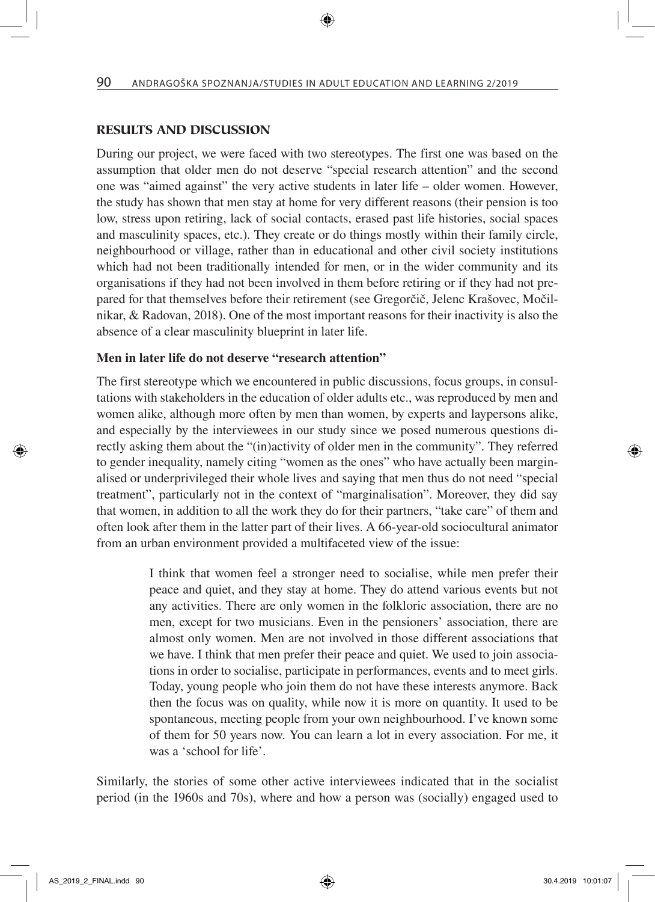## RESULTS AND DISCUSSION

During our project, we were faced with two stereotypes. The first one was based on the assumption that older men do not deserve "special research attention" and the second one was "aimed against" the very active students in later life – older women. However, the study has shown that men stay at home for very different reasons (their pension is too low, stress upon retiring, lack of social contacts, erased past life histories, social spaces and masculinity spaces, etc.). They create or do things mostly within their family circle, neighbourhood or village, rather than in educational and other civil society institutions which had not been traditionally intended for men, or in the wider community and its organisations if they had not been involved in them before retiring or if they had not prepared for that themselves before their retirement (see Gregorčič, Jelenc Krašovec, Močilnikar, & Radovan, 2018). One of the most important reasons for their inactivity is also the absence of a clear masculinity blueprint in later life.

### Men in later life do not deserve "research attention"

The first stereotype which we encountered in public discussions, focus groups, in consultations with stakeholders in the education of older adults etc., was reproduced by men and women alike, although more often by men than women, by experts and laypersons alike, and especially by the interviewees in our study since we posed numerous questions directly asking them about the "(in)activity of older men in the community". They referred to gender inequality, namely citing "women as the ones" who have actually been marginalised or underprivileged their whole lives and saying that men thus do not need "special treatment", particularly not in the context of "marginalisation". Moreover, they did say that women, in addition to all the work they do for their partners, "take care" of them and often look after them in the latter part of their lives. A 66-year-old sociocultural animator from an urban environment provided a multifaceted view of the issue:

> I think that women feel a stronger need to socialise, while men prefer their peace and quiet, and they stay at home. They do attend various events but not any activities. There are only women in the folkloric association, there are no men, except for two musicians. Even in the pensioners' association, there are almost only women. Men are not involved in those different associations that we have. I think that men prefer their peace and quiet. We used to join associations in order to socialise, participate in performances, events and to meet girls. Today, young people who join them do not have these interests anymore. Back then the focus was on quality, while now it is more on quantity. It used to be spontaneous, meeting people from your own neighbourhood. I've known some of them for 50 years now. You can learn a lot in every association. For me, it was a 'school for life'.

Similarly, the stories of some other active interviewees indicated that in the socialist period (in the 1960s and 70s), where and how a person was (socially) engaged used to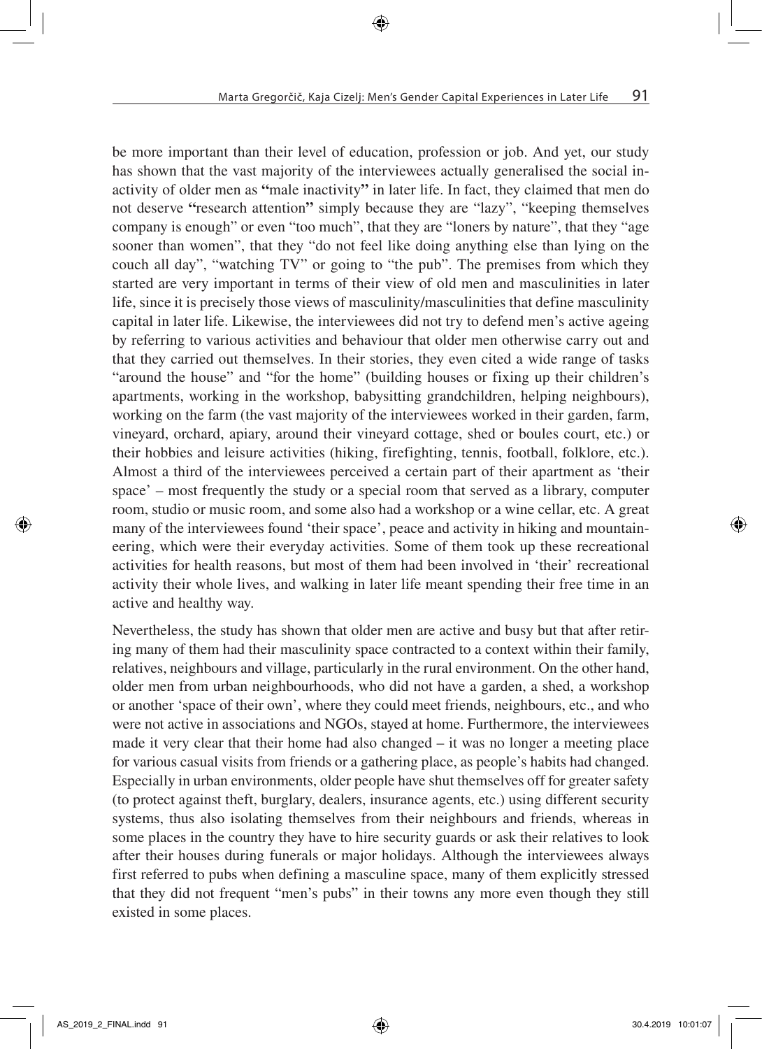be more important than their level of education, profession or job. And yet, our study has shown that the vast majority of the interviewees actually generalised the social inactivity of older men as **"**male inactivity**"** in later life. In fact, they claimed that men do not deserve **"**research attention**"** simply because they are "lazy", "keeping themselves company is enough" or even "too much", that they are "loners by nature", that they "age sooner than women", that they "do not feel like doing anything else than lying on the couch all day", "watching TV" or going to "the pub". The premises from which they started are very important in terms of their view of old men and masculinities in later life, since it is precisely those views of masculinity/masculinities that define masculinity capital in later life. Likewise, the interviewees did not try to defend men's active ageing by referring to various activities and behaviour that older men otherwise carry out and that they carried out themselves. In their stories, they even cited a wide range of tasks "around the house" and "for the home" (building houses or fixing up their children's apartments, working in the workshop, babysitting grandchildren, helping neighbours), working on the farm (the vast majority of the interviewees worked in their garden, farm, vineyard, orchard, apiary, around their vineyard cottage, shed or boules court, etc.) or their hobbies and leisure activities (hiking, firefighting, tennis, football, folklore, etc.). Almost a third of the interviewees perceived a certain part of their apartment as 'their space' – most frequently the study or a special room that served as a library, computer room, studio or music room, and some also had a workshop or a wine cellar, etc. A great many of the interviewees found 'their space', peace and activity in hiking and mountaineering, which were their everyday activities. Some of them took up these recreational activities for health reasons, but most of them had been involved in 'their' recreational activity their whole lives, and walking in later life meant spending their free time in an active and healthy way.

Nevertheless, the study has shown that older men are active and busy but that after retiring many of them had their masculinity space contracted to a context within their family, relatives, neighbours and village, particularly in the rural environment. On the other hand, older men from urban neighbourhoods, who did not have a garden, a shed, a workshop or another 'space of their own', where they could meet friends, neighbours, etc., and who were not active in associations and NGOs, stayed at home. Furthermore, the interviewees made it very clear that their home had also changed – it was no longer a meeting place for various casual visits from friends or a gathering place, as people's habits had changed. Especially in urban environments, older people have shut themselves off for greater safety (to protect against theft, burglary, dealers, insurance agents, etc.) using different security systems, thus also isolating themselves from their neighbours and friends, whereas in some places in the country they have to hire security guards or ask their relatives to look after their houses during funerals or major holidays. Although the interviewees always first referred to pubs when defining a masculine space, many of them explicitly stressed that they did not frequent "men's pubs" in their towns any more even though they still existed in some places.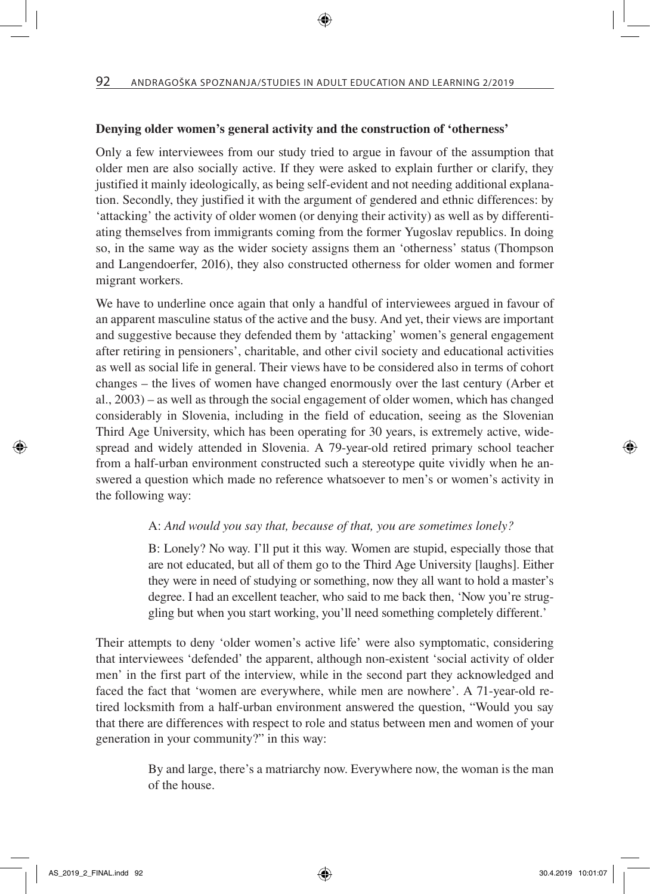**Denying older women's general activity and the construction of 'otherness'**

Only a few interviewees from our study tried to argue in favour of the assumption that older men are also socially active. If they were asked to explain further or clarify, they justified it mainly ideologically, as being self-evident and not needing additional explanation. Secondly, they justified it with the argument of gendered and ethnic differences: by 'attacking' the activity of older women (or denying their activity) as well as by differentiating themselves from immigrants coming from the former Yugoslav republics. In doing so, in the same way as the wider society assigns them an 'otherness' status (Thompson and Langendoerfer, 2016), they also constructed otherness for older women and former migrant workers.

We have to underline once again that only a handful of interviewees argued in favour of an apparent masculine status of the active and the busy. And yet, their views are important and suggestive because they defended them by 'attacking' women's general engagement after retiring in pensioners', charitable, and other civil society and educational activities as well as social life in general. Their views have to be considered also in terms of cohort changes – the lives of women have changed enormously over the last century (Arber et al., 2003) – as well as through the social engagement of older women, which has changed considerably in Slovenia, including in the field of education, seeing as the Slovenian Third Age University, which has been operating for 30 years, is extremely active, widespread and widely attended in Slovenia. A 79-year-old retired primary school teacher from a half-urban environment constructed such a stereotype quite vividly when he answered a question which made no reference whatsoever to men's or women's activity in the following way:

> A: *And would you say that, because of that, you are sometimes lonely?*
>
> B: Lonely? No way. I'll put it this way. Women are stupid, especially those that are not educated, but all of them go to the Third Age University [laughs]. Either they were in need of studying or something, now they all want to hold a master's degree. I had an excellent teacher, who said to me back then, 'Now you're struggling but when you start working, you'll need something completely different.'

Their attempts to deny 'older women's active life' were also symptomatic, considering that interviewees 'defended' the apparent, although non-existent 'social activity of older men' in the first part of the interview, while in the second part they acknowledged and faced the fact that 'women are everywhere, while men are nowhere'. A 71-year-old retired locksmith from a half-urban environment answered the question, "Would you say that there are differences with respect to role and status between men and women of your generation in your community?" in this way:

> By and large, there's a matriarchy now. Everywhere now, the woman is the man of the house.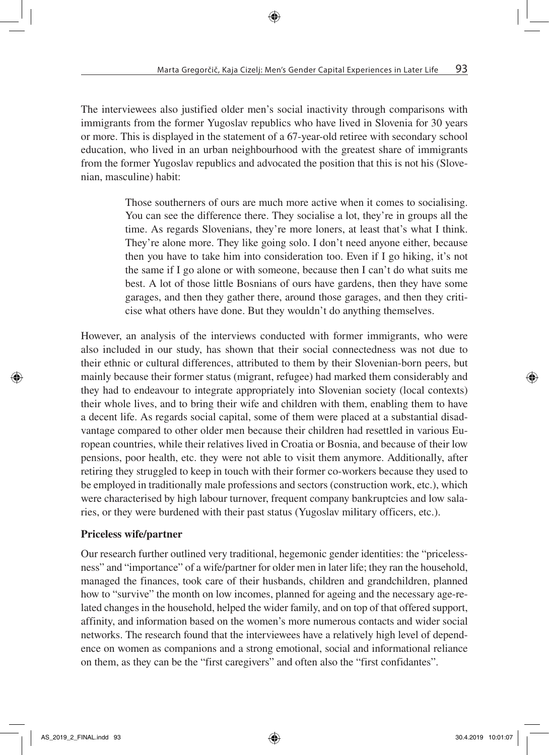The interviewees also justified older men's social inactivity through comparisons with immigrants from the former Yugoslav republics who have lived in Slovenia for 30 years or more. This is displayed in the statement of a 67-year-old retiree with secondary school education, who lived in an urban neighbourhood with the greatest share of immigrants from the former Yugoslav republics and advocated the position that this is not his (Slovenian, masculine) habit:

> Those southerners of ours are much more active when it comes to socialising. You can see the difference there. They socialise a lot, they're in groups all the time. As regards Slovenians, they're more loners, at least that's what I think. They're alone more. They like going solo. I don't need anyone either, because then you have to take him into consideration too. Even if I go hiking, it's not the same if I go alone or with someone, because then I can't do what suits me best. A lot of those little Bosnians of ours have gardens, then they have some garages, and then they gather there, around those garages, and then they criticise what others have done. But they wouldn't do anything themselves.

However, an analysis of the interviews conducted with former immigrants, who were also included in our study, has shown that their social connectedness was not due to their ethnic or cultural differences, attributed to them by their Slovenian-born peers, but mainly because their former status (migrant, refugee) had marked them considerably and they had to endeavour to integrate appropriately into Slovenian society (local contexts) their whole lives, and to bring their wife and children with them, enabling them to have a decent life. As regards social capital, some of them were placed at a substantial disadvantage compared to other older men because their children had resettled in various European countries, while their relatives lived in Croatia or Bosnia, and because of their low pensions, poor health, etc. they were not able to visit them anymore. Additionally, after retiring they struggled to keep in touch with their former co-workers because they used to be employed in traditionally male professions and sectors (construction work, etc.), which were characterised by high labour turnover, frequent company bankruptcies and low salaries, or they were burdened with their past status (Yugoslav military officers, etc.).

**Priceless wife/partner**

Our research further outlined very traditional, hegemonic gender identities: the "pricelessness" and "importance" of a wife/partner for older men in later life; they ran the household, managed the finances, took care of their husbands, children and grandchildren, planned how to "survive" the month on low incomes, planned for ageing and the necessary age-related changes in the household, helped the wider family, and on top of that offered support, affinity, and information based on the women's more numerous contacts and wider social networks. The research found that the interviewees have a relatively high level of dependence on women as companions and a strong emotional, social and informational reliance on them, as they can be the "first caregivers" and often also the "first confidantes".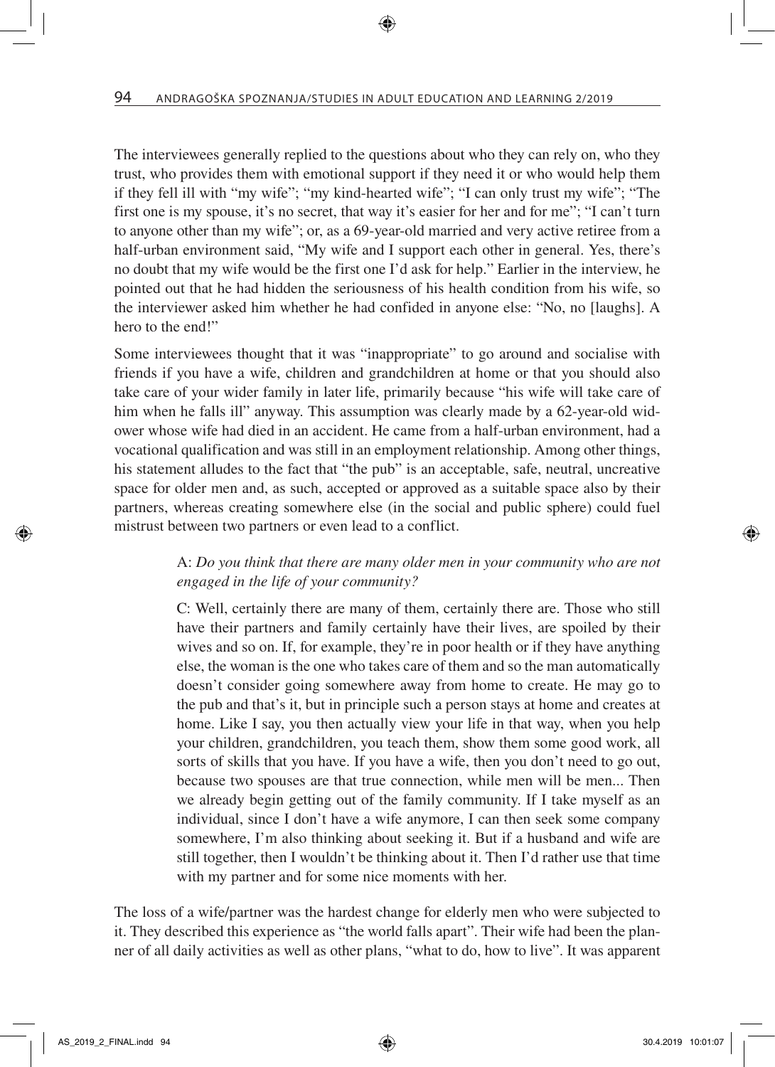The interviewees generally replied to the questions about who they can rely on, who they trust, who provides them with emotional support if they need it or who would help them if they fell ill with "my wife"; "my kind-hearted wife"; "I can only trust my wife"; "The first one is my spouse, it's no secret, that way it's easier for her and for me"; "I can't turn to anyone other than my wife"; or, as a 69-year-old married and very active retiree from a half-urban environment said, "My wife and I support each other in general. Yes, there's no doubt that my wife would be the first one I'd ask for help." Earlier in the interview, he pointed out that he had hidden the seriousness of his health condition from his wife, so the interviewer asked him whether he had confided in anyone else: "No, no [laughs]. A hero to the end!"

Some interviewees thought that it was "inappropriate" to go around and socialise with friends if you have a wife, children and grandchildren at home or that you should also take care of your wider family in later life, primarily because "his wife will take care of him when he falls ill" anyway. This assumption was clearly made by a 62-year-old widower whose wife had died in an accident. He came from a half-urban environment, had a vocational qualification and was still in an employment relationship. Among other things, his statement alludes to the fact that "the pub" is an acceptable, safe, neutral, uncreative space for older men and, as such, accepted or approved as a suitable space also by their partners, whereas creating somewhere else (in the social and public sphere) could fuel mistrust between two partners or even lead to a conflict.

> A: *Do you think that there are many older men in your community who are not engaged in the life of your community?*
>
> C: Well, certainly there are many of them, certainly there are. Those who still have their partners and family certainly have their lives, are spoiled by their wives and so on. If, for example, they're in poor health or if they have anything else, the woman is the one who takes care of them and so the man automatically doesn't consider going somewhere away from home to create. He may go to the pub and that's it, but in principle such a person stays at home and creates at home. Like I say, you then actually view your life in that way, when you help your children, grandchildren, you teach them, show them some good work, all sorts of skills that you have. If you have a wife, then you don't need to go out, because two spouses are that true connection, while men will be men... Then we already begin getting out of the family community. If I take myself as an individual, since I don't have a wife anymore, I can then seek some company somewhere, I'm also thinking about seeking it. But if a husband and wife are still together, then I wouldn't be thinking about it. Then I'd rather use that time with my partner and for some nice moments with her.

The loss of a wife/partner was the hardest change for elderly men who were subjected to it. They described this experience as "the world falls apart". Their wife had been the planner of all daily activities as well as other plans, "what to do, how to live". It was apparent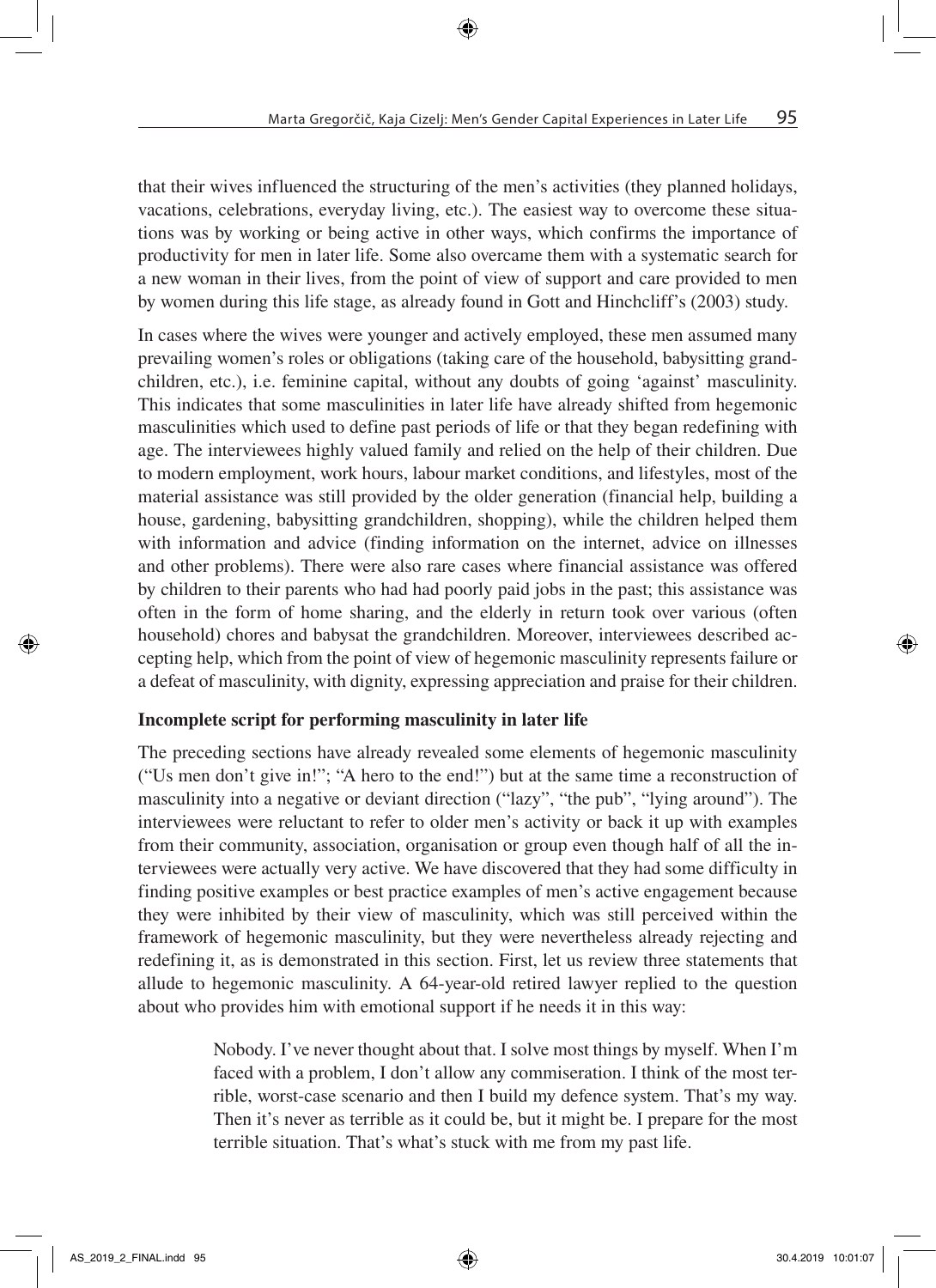that their wives influenced the structuring of the men's activities (they planned holidays, vacations, celebrations, everyday living, etc.). The easiest way to overcome these situations was by working or being active in other ways, which confirms the importance of productivity for men in later life. Some also overcame them with a systematic search for a new woman in their lives, from the point of view of support and care provided to men by women during this life stage, as already found in Gott and Hinchcliff's (2003) study.

In cases where the wives were younger and actively employed, these men assumed many prevailing women's roles or obligations (taking care of the household, babysitting grandchildren, etc.), i.e. feminine capital, without any doubts of going 'against' masculinity. This indicates that some masculinities in later life have already shifted from hegemonic masculinities which used to define past periods of life or that they began redefining with age. The interviewees highly valued family and relied on the help of their children. Due to modern employment, work hours, labour market conditions, and lifestyles, most of the material assistance was still provided by the older generation (financial help, building a house, gardening, babysitting grandchildren, shopping), while the children helped them with information and advice (finding information on the internet, advice on illnesses and other problems). There were also rare cases where financial assistance was offered by children to their parents who had had poorly paid jobs in the past; this assistance was often in the form of home sharing, and the elderly in return took over various (often household) chores and babysat the grandchildren. Moreover, interviewees described accepting help, which from the point of view of hegemonic masculinity represents failure or a defeat of masculinity, with dignity, expressing appreciation and praise for their children.

### Incomplete script for performing masculinity in later life

The preceding sections have already revealed some elements of hegemonic masculinity ("Us men don't give in!"; "A hero to the end!") but at the same time a reconstruction of masculinity into a negative or deviant direction ("lazy", "the pub", "lying around"). The interviewees were reluctant to refer to older men's activity or back it up with examples from their community, association, organisation or group even though half of all the interviewees were actually very active. We have discovered that they had some difficulty in finding positive examples or best practice examples of men's active engagement because they were inhibited by their view of masculinity, which was still perceived within the framework of hegemonic masculinity, but they were nevertheless already rejecting and redefining it, as is demonstrated in this section. First, let us review three statements that allude to hegemonic masculinity. A 64-year-old retired lawyer replied to the question about who provides him with emotional support if he needs it in this way:

> Nobody. I've never thought about that. I solve most things by myself. When I'm faced with a problem, I don't allow any commiseration. I think of the most terrible, worst-case scenario and then I build my defence system. That's my way. Then it's never as terrible as it could be, but it might be. I prepare for the most terrible situation. That's what's stuck with me from my past life.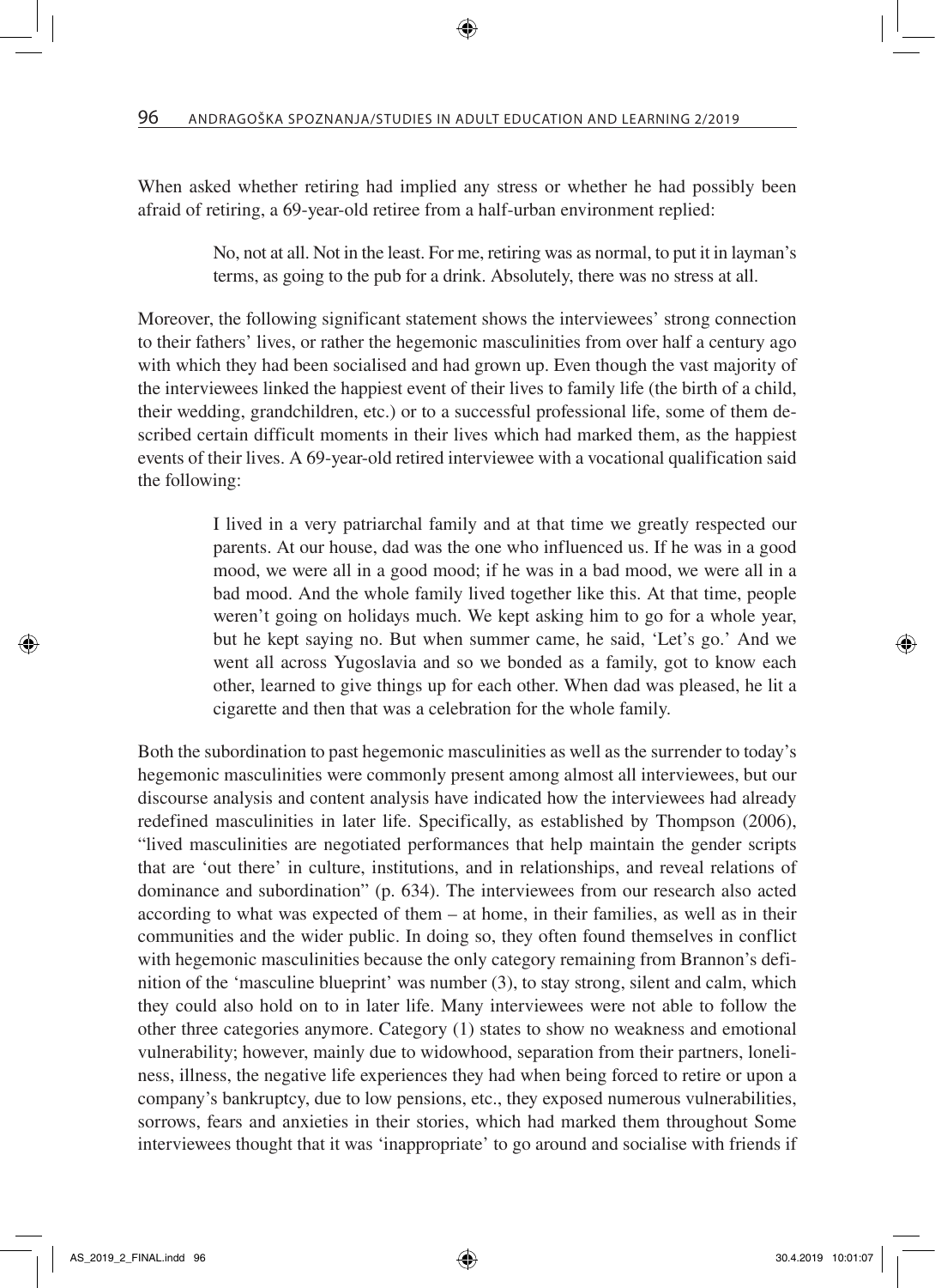When asked whether retiring had implied any stress or whether he had possibly been afraid of retiring, a 69-year-old retiree from a half-urban environment replied:

> No, not at all. Not in the least. For me, retiring was as normal, to put it in layman's terms, as going to the pub for a drink. Absolutely, there was no stress at all.

Moreover, the following significant statement shows the interviewees' strong connection to their fathers' lives, or rather the hegemonic masculinities from over half a century ago with which they had been socialised and had grown up. Even though the vast majority of the interviewees linked the happiest event of their lives to family life (the birth of a child, their wedding, grandchildren, etc.) or to a successful professional life, some of them described certain difficult moments in their lives which had marked them, as the happiest events of their lives. A 69-year-old retired interviewee with a vocational qualification said the following:

> I lived in a very patriarchal family and at that time we greatly respected our parents. At our house, dad was the one who influenced us. If he was in a good mood, we were all in a good mood; if he was in a bad mood, we were all in a bad mood. And the whole family lived together like this. At that time, people weren't going on holidays much. We kept asking him to go for a whole year, but he kept saying no. But when summer came, he said, 'Let's go.' And we went all across Yugoslavia and so we bonded as a family, got to know each other, learned to give things up for each other. When dad was pleased, he lit a cigarette and then that was a celebration for the whole family.

Both the subordination to past hegemonic masculinities as well as the surrender to today's hegemonic masculinities were commonly present among almost all interviewees, but our discourse analysis and content analysis have indicated how the interviewees had already redefined masculinities in later life. Specifically, as established by Thompson (2006), "lived masculinities are negotiated performances that help maintain the gender scripts that are 'out there' in culture, institutions, and in relationships, and reveal relations of dominance and subordination" (p. 634). The interviewees from our research also acted according to what was expected of them – at home, in their families, as well as in their communities and the wider public. In doing so, they often found themselves in conflict with hegemonic masculinities because the only category remaining from Brannon's definition of the 'masculine blueprint' was number (3), to stay strong, silent and calm, which they could also hold on to in later life. Many interviewees were not able to follow the other three categories anymore. Category (1) states to show no weakness and emotional vulnerability; however, mainly due to widowhood, separation from their partners, loneliness, illness, the negative life experiences they had when being forced to retire or upon a company's bankruptcy, due to low pensions, etc., they exposed numerous vulnerabilities, sorrows, fears and anxieties in their stories, which had marked them throughout Some interviewees thought that it was 'inappropriate' to go around and socialise with friends if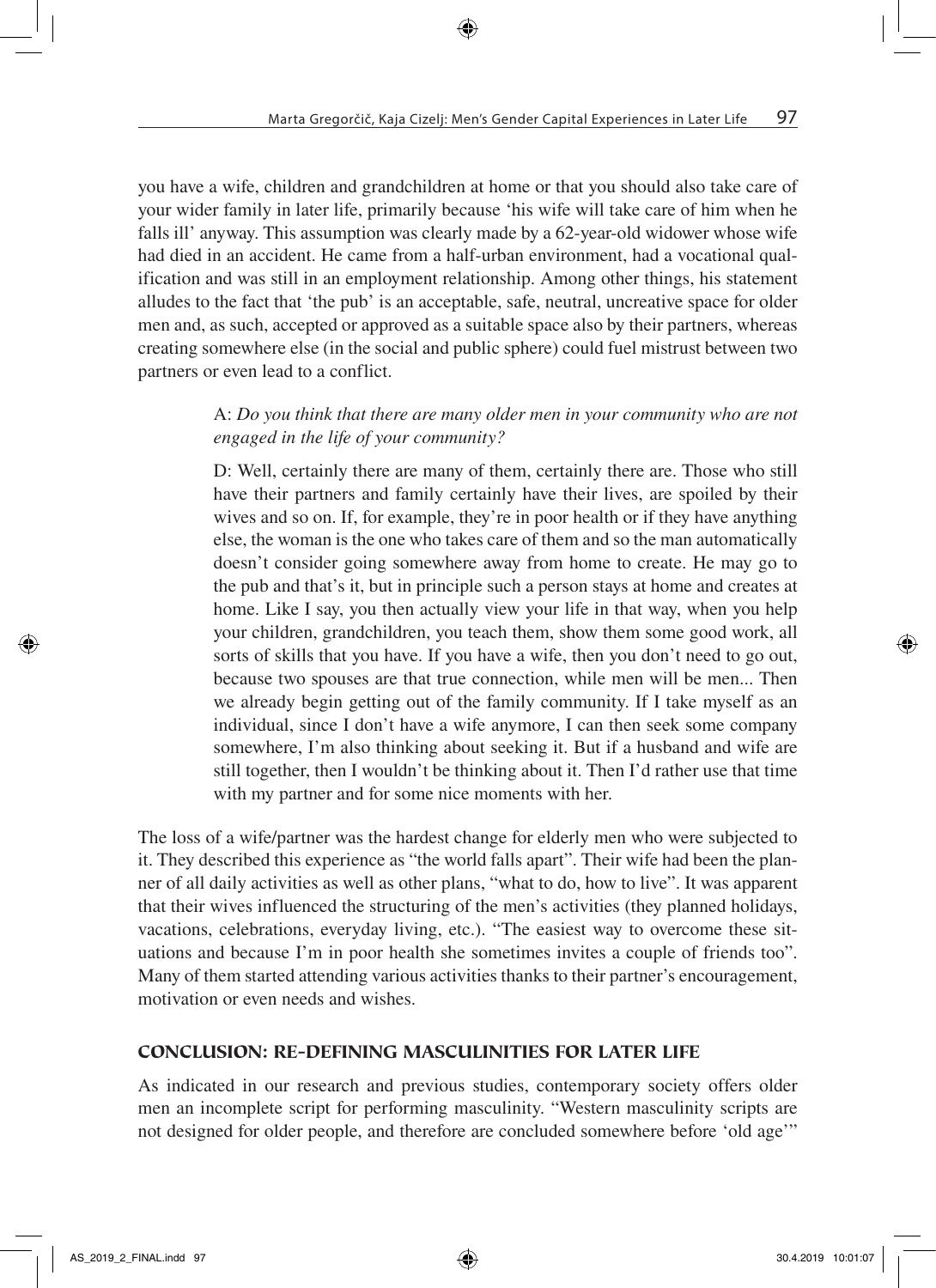you have a wife, children and grandchildren at home or that you should also take care of your wider family in later life, primarily because 'his wife will take care of him when he falls ill' anyway. This assumption was clearly made by a 62-year-old widower whose wife had died in an accident. He came from a half-urban environment, had a vocational qualification and was still in an employment relationship. Among other things, his statement alludes to the fact that 'the pub' is an acceptable, safe, neutral, uncreative space for older men and, as such, accepted or approved as a suitable space also by their partners, whereas creating somewhere else (in the social and public sphere) could fuel mistrust between two partners or even lead to a conflict.

> A: *Do you think that there are many older men in your community who are not engaged in the life of your community?*
>
> D: Well, certainly there are many of them, certainly there are. Those who still have their partners and family certainly have their lives, are spoiled by their wives and so on. If, for example, they're in poor health or if they have anything else, the woman is the one who takes care of them and so the man automatically doesn't consider going somewhere away from home to create. He may go to the pub and that's it, but in principle such a person stays at home and creates at home. Like I say, you then actually view your life in that way, when you help your children, grandchildren, you teach them, show them some good work, all sorts of skills that you have. If you have a wife, then you don't need to go out, because two spouses are that true connection, while men will be men... Then we already begin getting out of the family community. If I take myself as an individual, since I don't have a wife anymore, I can then seek some company somewhere, I'm also thinking about seeking it. But if a husband and wife are still together, then I wouldn't be thinking about it. Then I'd rather use that time with my partner and for some nice moments with her.

The loss of a wife/partner was the hardest change for elderly men who were subjected to it. They described this experience as "the world falls apart". Their wife had been the planner of all daily activities as well as other plans, "what to do, how to live". It was apparent that their wives influenced the structuring of the men's activities (they planned holidays, vacations, celebrations, everyday living, etc.). "The easiest way to overcome these situations and because I'm in poor health she sometimes invites a couple of friends too". Many of them started attending various activities thanks to their partner's encouragement, motivation or even needs and wishes.

## CONCLUSION: RE-DEFINING MASCULINITIES FOR LATER LIFE

As indicated in our research and previous studies, contemporary society offers older men an incomplete script for performing masculinity. "Western masculinity scripts are not designed for older people, and therefore are concluded somewhere before 'old age'"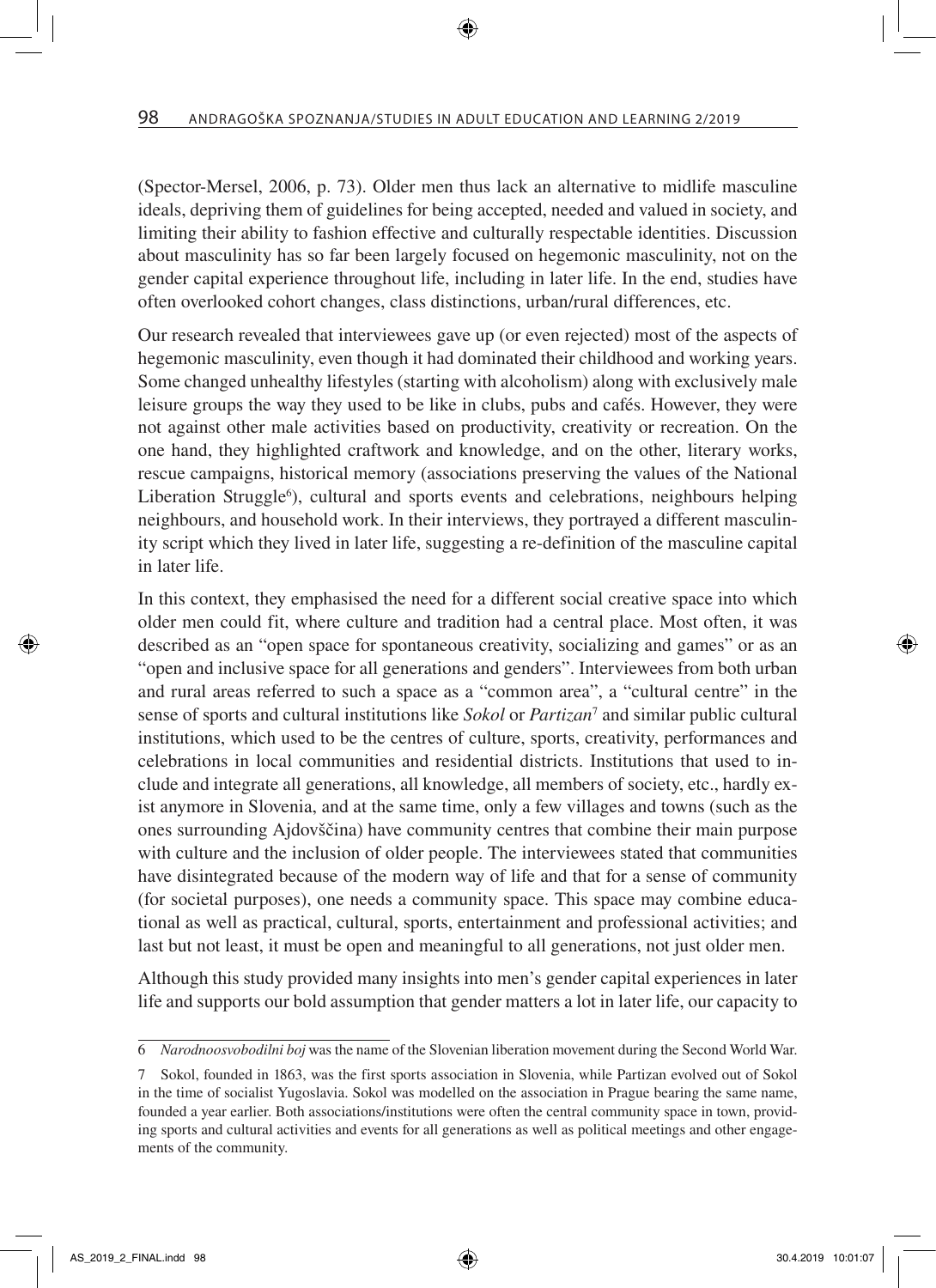(Spector-Mersel, 2006, p. 73). Older men thus lack an alternative to midlife masculine ideals, depriving them of guidelines for being accepted, needed and valued in society, and limiting their ability to fashion effective and culturally respectable identities. Discussion about masculinity has so far been largely focused on hegemonic masculinity, not on the gender capital experience throughout life, including in later life. In the end, studies have often overlooked cohort changes, class distinctions, urban/rural differences, etc.

Our research revealed that interviewees gave up (or even rejected) most of the aspects of hegemonic masculinity, even though it had dominated their childhood and working years. Some changed unhealthy lifestyles (starting with alcoholism) along with exclusively male leisure groups the way they used to be like in clubs, pubs and cafés. However, they were not against other male activities based on productivity, creativity or recreation. On the one hand, they highlighted craftwork and knowledge, and on the other, literary works, rescue campaigns, historical memory (associations preserving the values of the National Liberation Struggle[6]), cultural and sports events and celebrations, neighbours helping neighbours, and household work. In their interviews, they portrayed a different masculinity script which they lived in later life, suggesting a re-definition of the masculine capital in later life.

In this context, they emphasised the need for a different social creative space into which older men could fit, where culture and tradition had a central place. Most often, it was described as an "open space for spontaneous creativity, socializing and games" or as an "open and inclusive space for all generations and genders". Interviewees from both urban and rural areas referred to such a space as a "common area", a "cultural centre" in the sense of sports and cultural institutions like *Sokol* or *Partizan*[7] and similar public cultural institutions, which used to be the centres of culture, sports, creativity, performances and celebrations in local communities and residential districts. Institutions that used to include and integrate all generations, all knowledge, all members of society, etc., hardly exist anymore in Slovenia, and at the same time, only a few villages and towns (such as the ones surrounding Ajdovščina) have community centres that combine their main purpose with culture and the inclusion of older people. The interviewees stated that communities have disintegrated because of the modern way of life and that for a sense of community (for societal purposes), one needs a community space. This space may combine educational as well as practical, cultural, sports, entertainment and professional activities; and last but not least, it must be open and meaningful to all generations, not just older men.

Although this study provided many insights into men's gender capital experiences in later life and supports our bold assumption that gender matters a lot in later life, our capacity to

---

6 *Narodnoosvobodilni boj* was the name of the Slovenian liberation movement during the Second World War.

7 Sokol, founded in 1863, was the first sports association in Slovenia, while Partizan evolved out of Sokol in the time of socialist Yugoslavia. Sokol was modelled on the association in Prague bearing the same name, founded a year earlier. Both associations/institutions were often the central community space in town, providing sports and cultural activities and events for all generations as well as political meetings and other engagements of the community.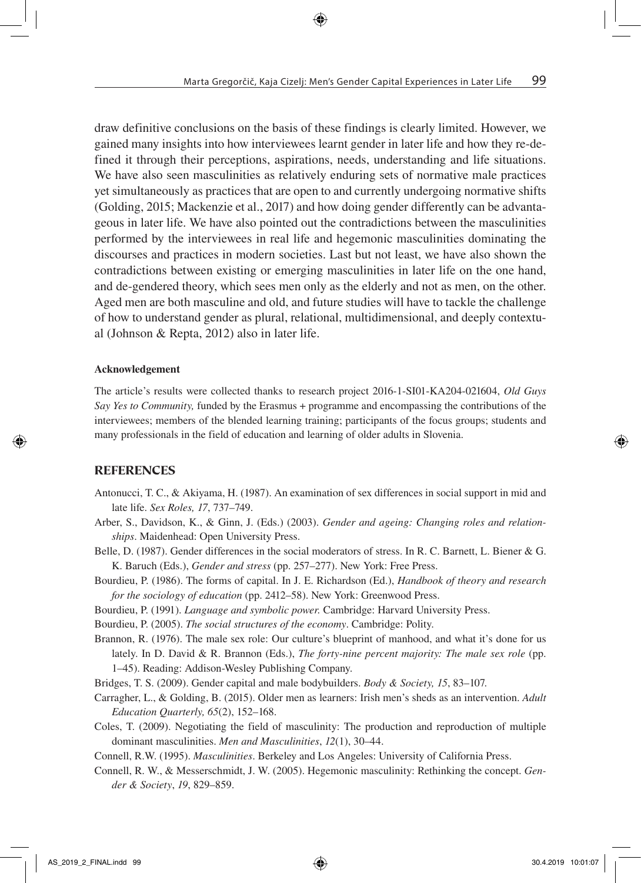draw definitive conclusions on the basis of these findings is clearly limited. However, we gained many insights into how interviewees learnt gender in later life and how they re-defined it through their perceptions, aspirations, needs, understanding and life situations. We have also seen masculinities as relatively enduring sets of normative male practices yet simultaneously as practices that are open to and currently undergoing normative shifts (Golding, 2015; Mackenzie et al., 2017) and how doing gender differently can be advantageous in later life. We have also pointed out the contradictions between the masculinities performed by the interviewees in real life and hegemonic masculinities dominating the discourses and practices in modern societies. Last but not least, we have also shown the contradictions between existing or emerging masculinities in later life on the one hand, and de-gendered theory, which sees men only as the elderly and not as men, on the other. Aged men are both masculine and old, and future studies will have to tackle the challenge of how to understand gender as plural, relational, multidimensional, and deeply contextual (Johnson & Repta, 2012) also in later life.

#### Acknowledgement

The article's results were collected thanks to research project 2016-1-SI01-KA204-021604, *Old Guys Say Yes to Community,* funded by the Erasmus + programme and encompassing the contributions of the interviewees; members of the blended learning training; participants of the focus groups; students and many professionals in the field of education and learning of older adults in Slovenia.

## REFERENCES

Antonucci, T. C., & Akiyama, H. (1987). An examination of sex differences in social support in mid and late life. *Sex Roles, 17*, 737–749.

Arber, S., Davidson, K., & Ginn, J. (Eds.) (2003). *Gender and ageing: Changing roles and relationships*. Maidenhead: Open University Press.

Belle, D. (1987). Gender differences in the social moderators of stress. In R. C. Barnett, L. Biener & G. K. Baruch (Eds.), *Gender and stress* (pp. 257–277). New York: Free Press.

Bourdieu, P. (1986). The forms of capital. In J. E. Richardson (Ed.), *Handbook of theory and research for the sociology of education* (pp. 2412–58). New York: Greenwood Press.

Bourdieu, P. (1991). *Language and symbolic power.* Cambridge: Harvard University Press.

Bourdieu, P. (2005). *The social structures of the economy*. Cambridge: Polity.

Brannon, R. (1976). The male sex role: Our culture's blueprint of manhood, and what it's done for us lately. In D. David & R. Brannon (Eds.), *The forty-nine percent majority: The male sex role* (pp. 1–45). Reading: Addison-Wesley Publishing Company.

Bridges, T. S. (2009). Gender capital and male bodybuilders. *Body & Society, 15*, 83–107.

Carragher, L., & Golding, B. (2015). Older men as learners: Irish men's sheds as an intervention. *Adult Education Quarterly, 65*(2), 152–168.

Coles, T. (2009). Negotiating the field of masculinity: The production and reproduction of multiple dominant masculinities. *Men and Masculinities*, *12*(1), 30–44.

Connell, R.W. (1995). *Masculinities*. Berkeley and Los Angeles: University of California Press.

Connell, R. W., & Messerschmidt, J. W. (2005). Hegemonic masculinity: Rethinking the concept. *Gender & Society*, *19*, 829–859.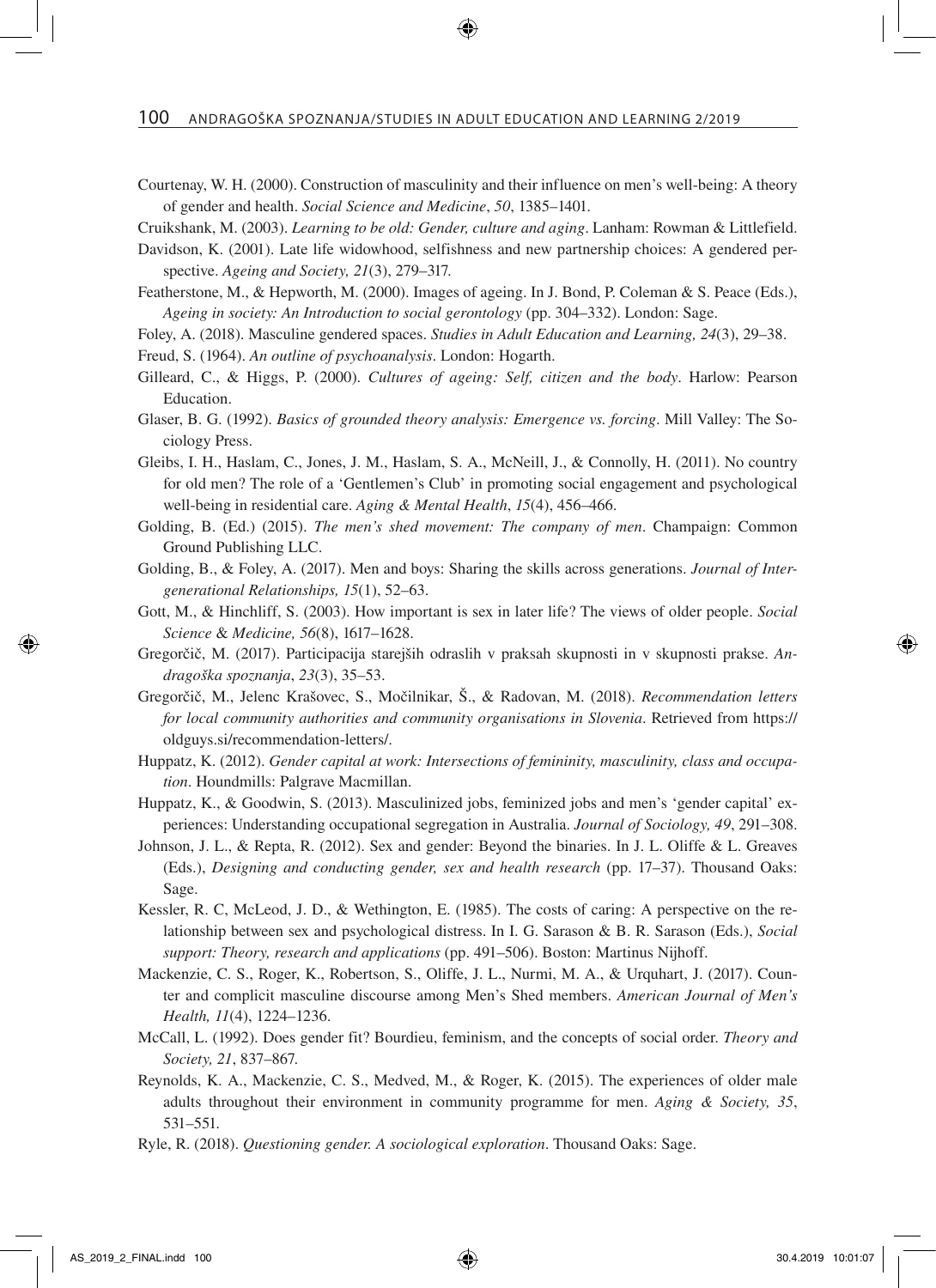Courtenay, W. H. (2000). Construction of masculinity and their influence on men's well-being: A theory of gender and health. *Social Science and Medicine*, *50*, 1385–1401.

Cruikshank, M. (2003). *Learning to be old: Gender, culture and aging*. Lanham: Rowman & Littlefield.

Davidson, K. (2001). Late life widowhood, selfishness and new partnership choices: A gendered perspective. *Ageing and Society, 21*(3), 279–317.

Featherstone, M., & Hepworth, M. (2000). Images of ageing. In J. Bond, P. Coleman & S. Peace (Eds.), *Ageing in society: An Introduction to social gerontology* (pp. 304–332). London: Sage.

Foley, A. (2018). Masculine gendered spaces. *Studies in Adult Education and Learning, 24*(3), 29–38.

Freud, S. (1964). *An outline of psychoanalysis*. London: Hogarth.

Gilleard, C., & Higgs, P. (2000). *Cultures of ageing: Self, citizen and the body*. Harlow: Pearson Education.

Glaser, B. G. (1992). *Basics of grounded theory analysis: Emergence vs. forcing*. Mill Valley: The Sociology Press.

Gleibs, I. H., Haslam, C., Jones, J. M., Haslam, S. A., McNeill, J., & Connolly, H. (2011). No country for old men? The role of a 'Gentlemen's Club' in promoting social engagement and psychological well-being in residential care. *Aging & Mental Health*, *15*(4), 456–466.

Golding, B. (Ed.) (2015). *The men's shed movement: The company of men*. Champaign: Common Ground Publishing LLC.

Golding, B., & Foley, A. (2017). Men and boys: Sharing the skills across generations. *Journal of Intergenerational Relationships, 15*(1), 52–63.

Gott, M., & Hinchliff, S. (2003). How important is sex in later life? The views of older people. *Social Science* & *Medicine, 56*(8), 1617–1628.

Gregorčič, M. (2017). Participacija starejših odraslih v praksah skupnosti in v skupnosti prakse. *Andragoška spoznanja*, *23*(3), 35–53.

Gregorčič, M., Jelenc Krašovec, S., Močilnikar, Š., & Radovan, M. (2018). *Recommendation letters for local community authorities and community organisations in Slovenia*. Retrieved from https://oldguys.si/recommendation-letters/.

Huppatz, K. (2012). *Gender capital at work: Intersections of femininity, masculinity, class and occupation*. Houndmills: Palgrave Macmillan.

Huppatz, K., & Goodwin, S. (2013). Masculinized jobs, feminized jobs and men's 'gender capital' experiences: Understanding occupational segregation in Australia. *Journal of Sociology, 49*, 291–308.

Johnson, J. L., & Repta, R. (2012). Sex and gender: Beyond the binaries. In J. L. Oliffe & L. Greaves (Eds.), *Designing and conducting gender, sex and health research* (pp. 17–37). Thousand Oaks: Sage.

Kessler, R. C, McLeod, J. D., & Wethington, E. (1985). The costs of caring: A perspective on the relationship between sex and psychological distress. In I. G. Sarason & B. R. Sarason (Eds.), *Social support: Theory, research and applications* (pp. 491–506). Boston: Martinus Nijhoff.

Mackenzie, C. S., Roger, K., Robertson, S., Oliffe, J. L., Nurmi, M. A., & Urquhart, J. (2017). Counter and complicit masculine discourse among Men's Shed members. *American Journal of Men's Health, 11*(4), 1224–1236.

McCall, L. (1992). Does gender fit? Bourdieu, feminism, and the concepts of social order. *Theory and Society, 21*, 837–867.

Reynolds, K. A., Mackenzie, C. S., Medved, M., & Roger, K. (2015). The experiences of older male adults throughout their environment in community programme for men. *Aging & Society, 35*, 531–551.

Ryle, R. (2018). *Questioning gender. A sociological exploration*. Thousand Oaks: Sage.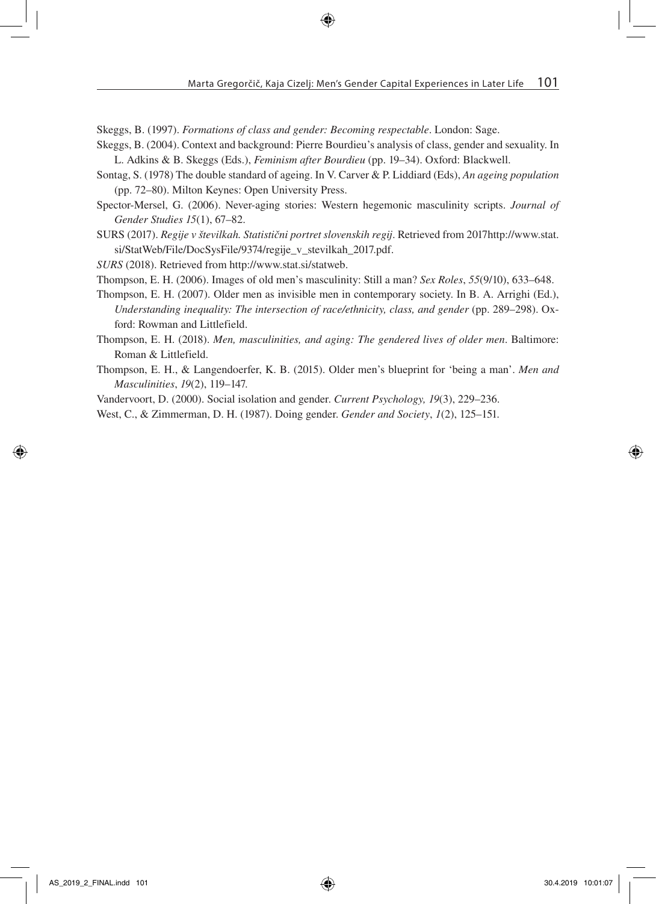Skeggs, B. (1997). *Formations of class and gender: Becoming respectable*. London: Sage.

Skeggs, B. (2004). Context and background: Pierre Bourdieu's analysis of class, gender and sexuality. In L. Adkins & B. Skeggs (Eds.), *Feminism after Bourdieu* (pp. 19–34). Oxford: Blackwell.

Sontag, S. (1978) The double standard of ageing. In V. Carver & P. Liddiard (Eds), *An ageing population* (pp. 72–80). Milton Keynes: Open University Press.

Spector-Mersel, G. (2006). Never-aging stories: Western hegemonic masculinity scripts. *Journal of Gender Studies 15*(1), 67–82.

SURS (2017). *Regije v številkah. Statistični portret slovenskih regij*. Retrieved from 2017http://www.stat.si/StatWeb/File/DocSysFile/9374/regije_v_stevilkah_2017.pdf.

*SURS* (2018). Retrieved from http://www.stat.si/statweb.

Thompson, E. H. (2006). Images of old men's masculinity: Still a man? *Sex Roles*, *55*(9/10), 633–648.

Thompson, E. H. (2007). Older men as invisible men in contemporary society. In B. A. Arrighi (Ed.), *Understanding inequality: The intersection of race/ethnicity, class, and gender* (pp. 289–298). Oxford: Rowman and Littlefield.

Thompson, E. H. (2018). *Men, masculinities, and aging: The gendered lives of older men*. Baltimore: Roman & Littlefield.

Thompson, E. H., & Langendoerfer, K. B. (2015). Older men's blueprint for 'being a man'. *Men and Masculinities*, *19*(2), 119–147.

Vandervoort, D. (2000). Social isolation and gender. *Current Psychology, 19*(3), 229–236.

West, C., & Zimmerman, D. H. (1987). Doing gender. *Gender and Society*, *1*(2), 125–151.